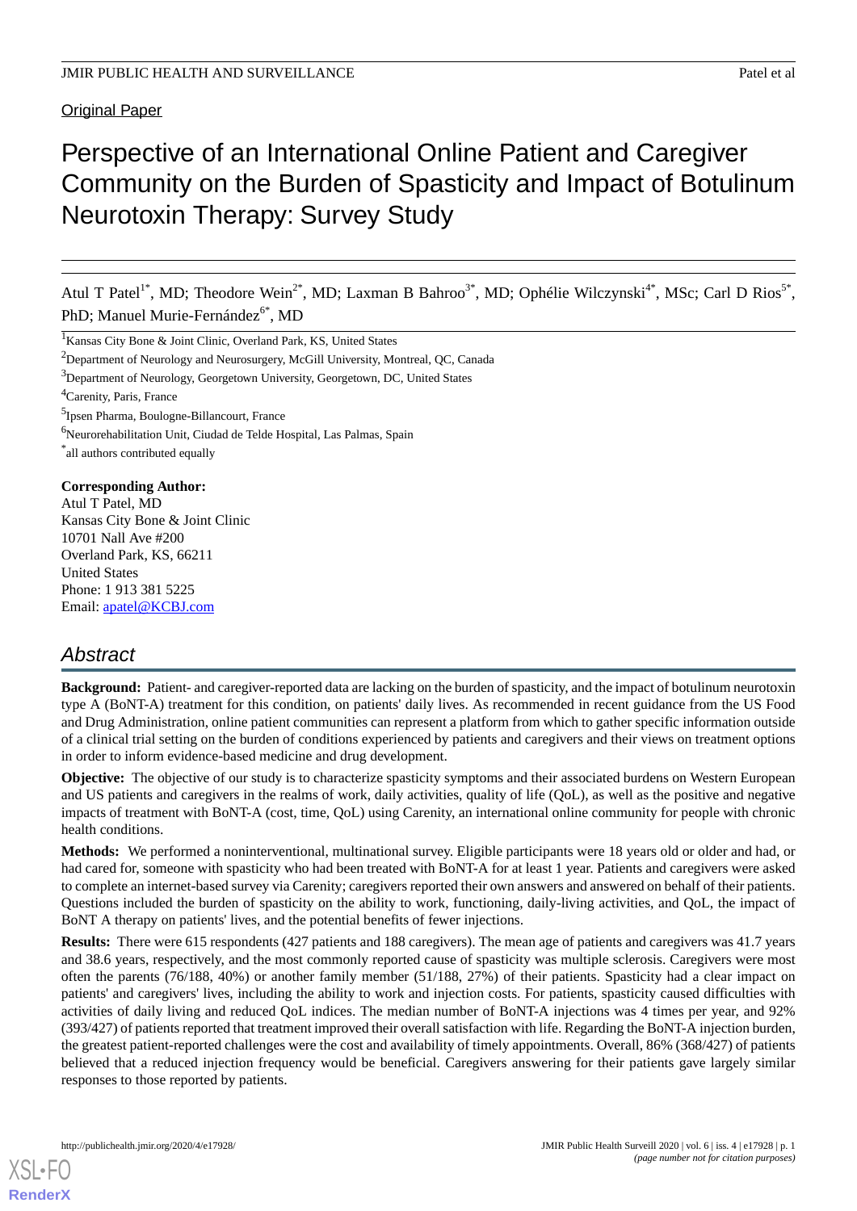Original Paper

# Perspective of an International Online Patient and Caregiver Community on the Burden of Spasticity and Impact of Botulinum Neurotoxin Therapy: Survey Study

Atul T Patel[1*], MD; Theodore Wein[2*], MD; Laxman B Bahroo[3*], MD; Ophélie Wilczynski[4*], MSc; Carl D Rios[5*], PhD; Manuel Murie-Fernández[6*], MD

[1]Kansas City Bone & Joint Clinic, Overland Park, KS, United States

[2]Department of Neurology and Neurosurgery, McGill University, Montreal, QC, Canada

[3]Department of Neurology, Georgetown University, Georgetown, DC, United States

[4]Carenity, Paris, France

[5]Ipsen Pharma, Boulogne-Billancourt, France

[6]Neurorehabilitation Unit, Ciudad de Telde Hospital, Las Palmas, Spain

[*]all authors contributed equally

**Corresponding Author:**
Atul T Patel, MD
Kansas City Bone & Joint Clinic
10701 Nall Ave #200
Overland Park, KS, 66211
United States
Phone: 1 913 381 5225
Email: apatel@KCBJ.com

## Abstract

**Background:** Patient- and caregiver-reported data are lacking on the burden of spasticity, and the impact of botulinum neurotoxin type A (BoNT-A) treatment for this condition, on patients' daily lives. As recommended in recent guidance from the US Food and Drug Administration, online patient communities can represent a platform from which to gather specific information outside of a clinical trial setting on the burden of conditions experienced by patients and caregivers and their views on treatment options in order to inform evidence-based medicine and drug development.

**Objective:** The objective of our study is to characterize spasticity symptoms and their associated burdens on Western European and US patients and caregivers in the realms of work, daily activities, quality of life (QoL), as well as the positive and negative impacts of treatment with BoNT-A (cost, time, QoL) using Carenity, an international online community for people with chronic health conditions.

**Methods:** We performed a noninterventional, multinational survey. Eligible participants were 18 years old or older and had, or had cared for, someone with spasticity who had been treated with BoNT-A for at least 1 year. Patients and caregivers were asked to complete an internet-based survey via Carenity; caregivers reported their own answers and answered on behalf of their patients. Questions included the burden of spasticity on the ability to work, functioning, daily-living activities, and QoL, the impact of BoNT A therapy on patients' lives, and the potential benefits of fewer injections.

**Results:** There were 615 respondents (427 patients and 188 caregivers). The mean age of patients and caregivers was 41.7 years and 38.6 years, respectively, and the most commonly reported cause of spasticity was multiple sclerosis. Caregivers were most often the parents (76/188, 40%) or another family member (51/188, 27%) of their patients. Spasticity had a clear impact on patients' and caregivers' lives, including the ability to work and injection costs. For patients, spasticity caused difficulties with activities of daily living and reduced QoL indices. The median number of BoNT-A injections was 4 times per year, and 92% (393/427) of patients reported that treatment improved their overall satisfaction with life. Regarding the BoNT-A injection burden, the greatest patient-reported challenges were the cost and availability of timely appointments. Overall, 86% (368/427) of patients believed that a reduced injection frequency would be beneficial. Caregivers answering for their patients gave largely similar responses to those reported by patients.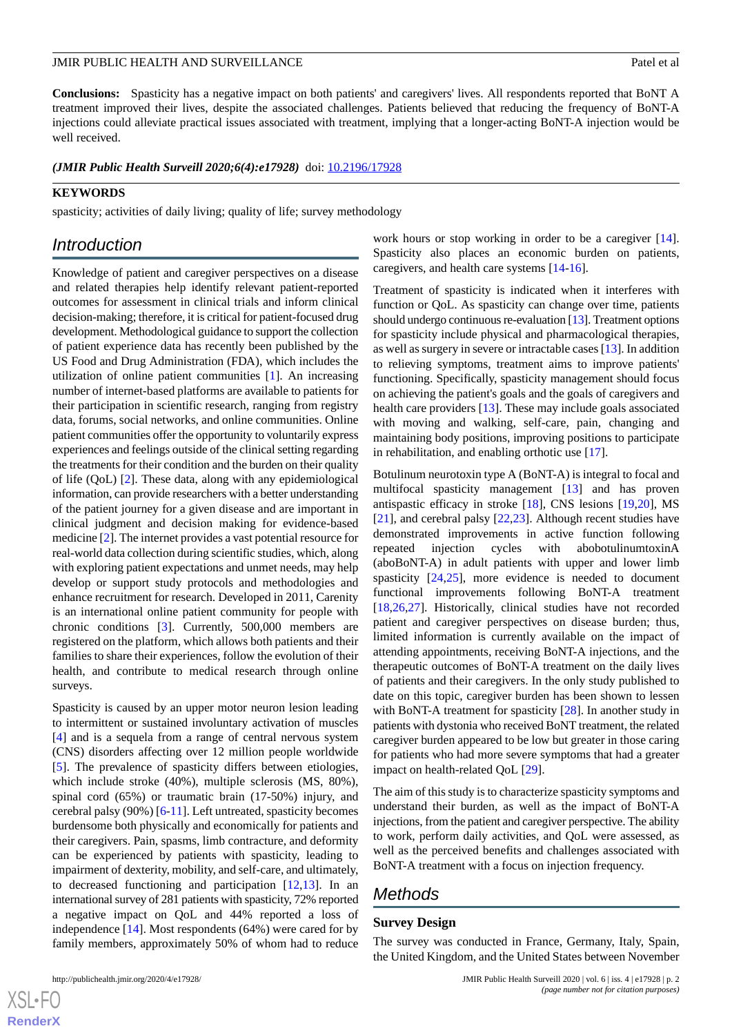**Conclusions:** Spasticity has a negative impact on both patients' and caregivers' lives. All respondents reported that BoNT A treatment improved their lives, despite the associated challenges. Patients believed that reducing the frequency of BoNT-A injections could alleviate practical issues associated with treatment, implying that a longer-acting BoNT-A injection would be well received.

***(JMIR Public Health Surveill 2020;6(4):e17928)*** doi: 10.2196/17928

**KEYWORDS**

spasticity; activities of daily living; quality of life; survey methodology

## Introduction

Knowledge of patient and caregiver perspectives on a disease and related therapies help identify relevant patient-reported outcomes for assessment in clinical trials and inform clinical decision-making; therefore, it is critical for patient-focused drug development. Methodological guidance to support the collection of patient experience data has recently been published by the US Food and Drug Administration (FDA), which includes the utilization of online patient communities [1]. An increasing number of internet-based platforms are available to patients for their participation in scientific research, ranging from registry data, forums, social networks, and online communities. Online patient communities offer the opportunity to voluntarily express experiences and feelings outside of the clinical setting regarding the treatments for their condition and the burden on their quality of life (QoL) [2]. These data, along with any epidemiological information, can provide researchers with a better understanding of the patient journey for a given disease and are important in clinical judgment and decision making for evidence-based medicine [2]. The internet provides a vast potential resource for real-world data collection during scientific studies, which, along with exploring patient expectations and unmet needs, may help develop or support study protocols and methodologies and enhance recruitment for research. Developed in 2011, Carenity is an international online patient community for people with chronic conditions [3]. Currently, 500,000 members are registered on the platform, which allows both patients and their families to share their experiences, follow the evolution of their health, and contribute to medical research through online surveys.

Spasticity is caused by an upper motor neuron lesion leading to intermittent or sustained involuntary activation of muscles [4] and is a sequela from a range of central nervous system (CNS) disorders affecting over 12 million people worldwide [5]. The prevalence of spasticity differs between etiologies, which include stroke (40%), multiple sclerosis (MS, 80%), spinal cord (65%) or traumatic brain (17-50%) injury, and cerebral palsy (90%) [6-11]. Left untreated, spasticity becomes burdensome both physically and economically for patients and their caregivers. Pain, spasms, limb contracture, and deformity can be experienced by patients with spasticity, leading to impairment of dexterity, mobility, and self-care, and ultimately, to decreased functioning and participation [12,13]. In an international survey of 281 patients with spasticity, 72% reported a negative impact on QoL and 44% reported a loss of independence [14]. Most respondents (64%) were cared for by family members, approximately 50% of whom had to reduce work hours or stop working in order to be a caregiver [14]. Spasticity also places an economic burden on patients, caregivers, and health care systems [14-16].

Treatment of spasticity is indicated when it interferes with function or QoL. As spasticity can change over time, patients should undergo continuous re-evaluation [13]. Treatment options for spasticity include physical and pharmacological therapies, as well as surgery in severe or intractable cases [13]. In addition to relieving symptoms, treatment aims to improve patients' functioning. Specifically, spasticity management should focus on achieving the patient's goals and the goals of caregivers and health care providers [13]. These may include goals associated with moving and walking, self-care, pain, changing and maintaining body positions, improving positions to participate in rehabilitation, and enabling orthotic use [17].

Botulinum neurotoxin type A (BoNT-A) is integral to focal and multifocal spasticity management [13] and has proven antispastic efficacy in stroke [18], CNS lesions [19,20], MS [21], and cerebral palsy [22,23]. Although recent studies have demonstrated improvements in active function following repeated injection cycles with abobotulinumtoxinA (aboBoNT-A) in adult patients with upper and lower limb spasticity [24,25], more evidence is needed to document functional improvements following BoNT-A treatment [18,26,27]. Historically, clinical studies have not recorded patient and caregiver perspectives on disease burden; thus, limited information is currently available on the impact of attending appointments, receiving BoNT-A injections, and the therapeutic outcomes of BoNT-A treatment on the daily lives of patients and their caregivers. In the only study published to date on this topic, caregiver burden has been shown to lessen with BoNT-A treatment for spasticity [28]. In another study in patients with dystonia who received BoNT treatment, the related caregiver burden appeared to be low but greater in those caring for patients who had more severe symptoms that had a greater impact on health-related QoL [29].

The aim of this study is to characterize spasticity symptoms and understand their burden, as well as the impact of BoNT-A injections, from the patient and caregiver perspective. The ability to work, perform daily activities, and QoL were assessed, as well as the perceived benefits and challenges associated with BoNT-A treatment with a focus on injection frequency.

## Methods

### Survey Design

The survey was conducted in France, Germany, Italy, Spain, the United Kingdom, and the United States between November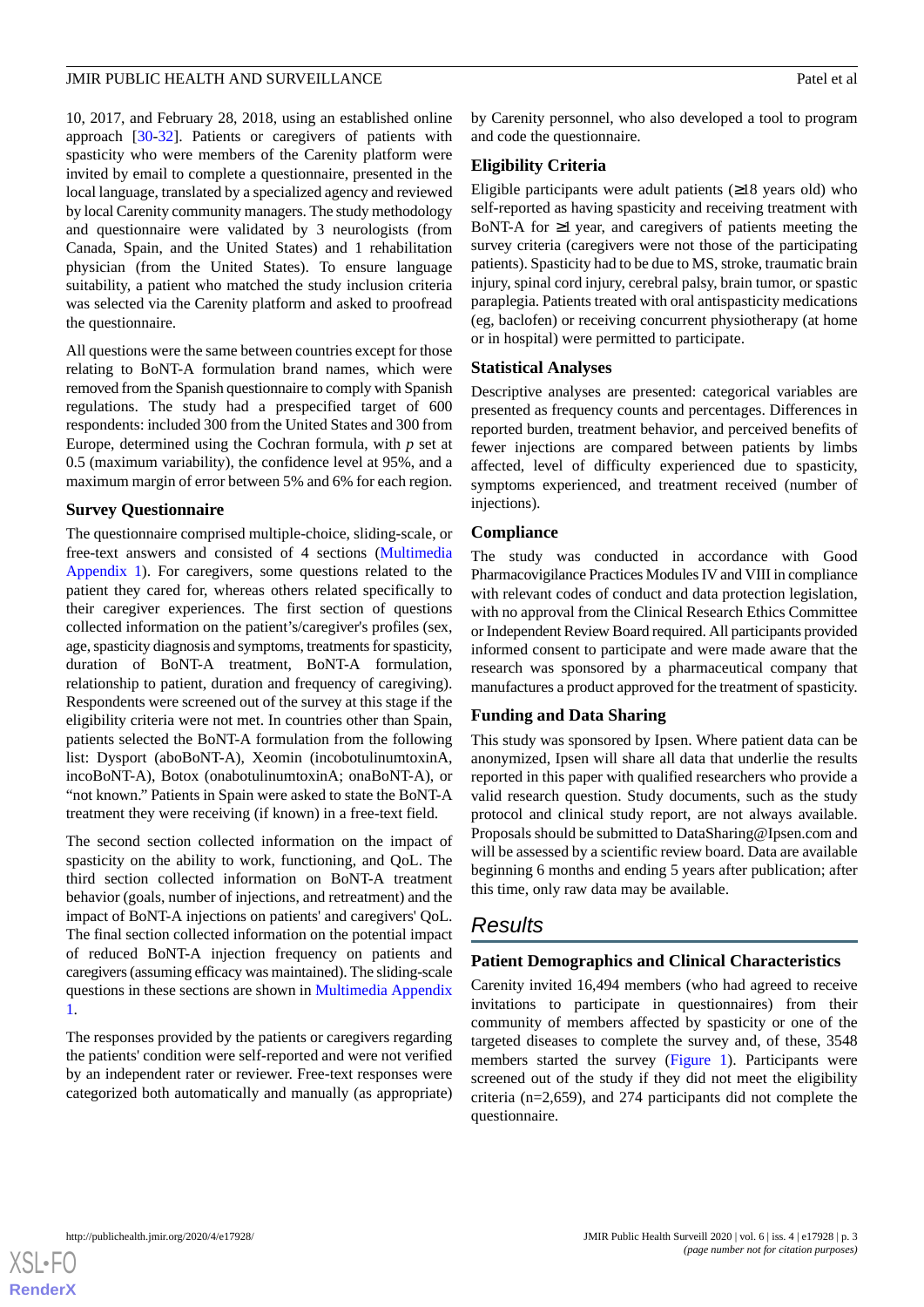10, 2017, and February 28, 2018, using an established online approach [30-32]. Patients or caregivers of patients with spasticity who were members of the Carenity platform were invited by email to complete a questionnaire, presented in the local language, translated by a specialized agency and reviewed by local Carenity community managers. The study methodology and questionnaire were validated by 3 neurologists (from Canada, Spain, and the United States) and 1 rehabilitation physician (from the United States). To ensure language suitability, a patient who matched the study inclusion criteria was selected via the Carenity platform and asked to proofread the questionnaire.

All questions were the same between countries except for those relating to BoNT-A formulation brand names, which were removed from the Spanish questionnaire to comply with Spanish regulations. The study had a prespecified target of 600 respondents: included 300 from the United States and 300 from Europe, determined using the Cochran formula, with $p$ set at 0.5 (maximum variability), the confidence level at 95%, and a maximum margin of error between 5% and 6% for each region.

### Survey Questionnaire

The questionnaire comprised multiple-choice, sliding-scale, or free-text answers and consisted of 4 sections (Multimedia Appendix 1). For caregivers, some questions related to the patient they cared for, whereas others related specifically to their caregiver experiences. The first section of questions collected information on the patient's/caregiver's profiles (sex, age, spasticity diagnosis and symptoms, treatments for spasticity, duration of BoNT-A treatment, BoNT-A formulation, relationship to patient, duration and frequency of caregiving). Respondents were screened out of the survey at this stage if the eligibility criteria were not met. In countries other than Spain, patients selected the BoNT-A formulation from the following list: Dysport (aboBoNT-A), Xeomin (incobotulinumtoxinA, incoBoNT-A), Botox (onabotulinumtoxinA; onaBoNT-A), or "not known." Patients in Spain were asked to state the BoNT-A treatment they were receiving (if known) in a free-text field.

The second section collected information on the impact of spasticity on the ability to work, functioning, and QoL. The third section collected information on BoNT-A treatment behavior (goals, number of injections, and retreatment) and the impact of BoNT-A injections on patients' and caregivers' QoL. The final section collected information on the potential impact of reduced BoNT-A injection frequency on patients and caregivers (assuming efficacy was maintained). The sliding-scale questions in these sections are shown in Multimedia Appendix 1.

The responses provided by the patients or caregivers regarding the patients' condition were self-reported and were not verified by an independent rater or reviewer. Free-text responses were categorized both automatically and manually (as appropriate) by Carenity personnel, who also developed a tool to program and code the questionnaire.

### Eligibility Criteria

Eligible participants were adult patients (≥18 years old) who self-reported as having spasticity and receiving treatment with BoNT-A for ≥1 year, and caregivers of patients meeting the survey criteria (caregivers were not those of the participating patients). Spasticity had to be due to MS, stroke, traumatic brain injury, spinal cord injury, cerebral palsy, brain tumor, or spastic paraplegia. Patients treated with oral antispasticity medications (eg, baclofen) or receiving concurrent physiotherapy (at home or in hospital) were permitted to participate.

### Statistical Analyses

Descriptive analyses are presented: categorical variables are presented as frequency counts and percentages. Differences in reported burden, treatment behavior, and perceived benefits of fewer injections are compared between patients by limbs affected, level of difficulty experienced due to spasticity, symptoms experienced, and treatment received (number of injections).

### Compliance

The study was conducted in accordance with Good Pharmacovigilance Practices Modules IV and VIII in compliance with relevant codes of conduct and data protection legislation, with no approval from the Clinical Research Ethics Committee or Independent Review Board required. All participants provided informed consent to participate and were made aware that the research was sponsored by a pharmaceutical company that manufactures a product approved for the treatment of spasticity.

### Funding and Data Sharing

This study was sponsored by Ipsen. Where patient data can be anonymized, Ipsen will share all data that underlie the results reported in this paper with qualified researchers who provide a valid research question. Study documents, such as the study protocol and clinical study report, are not always available. Proposals should be submitted to DataSharing@Ipsen.com and will be assessed by a scientific review board. Data are available beginning 6 months and ending 5 years after publication; after this time, only raw data may be available.

## Results

### Patient Demographics and Clinical Characteristics

Carenity invited 16,494 members (who had agreed to receive invitations to participate in questionnaires) from their community of members affected by spasticity or one of the targeted diseases to complete the survey and, of these, 3548 members started the survey (Figure 1). Participants were screened out of the study if they did not meet the eligibility criteria (n=2,659), and 274 participants did not complete the questionnaire.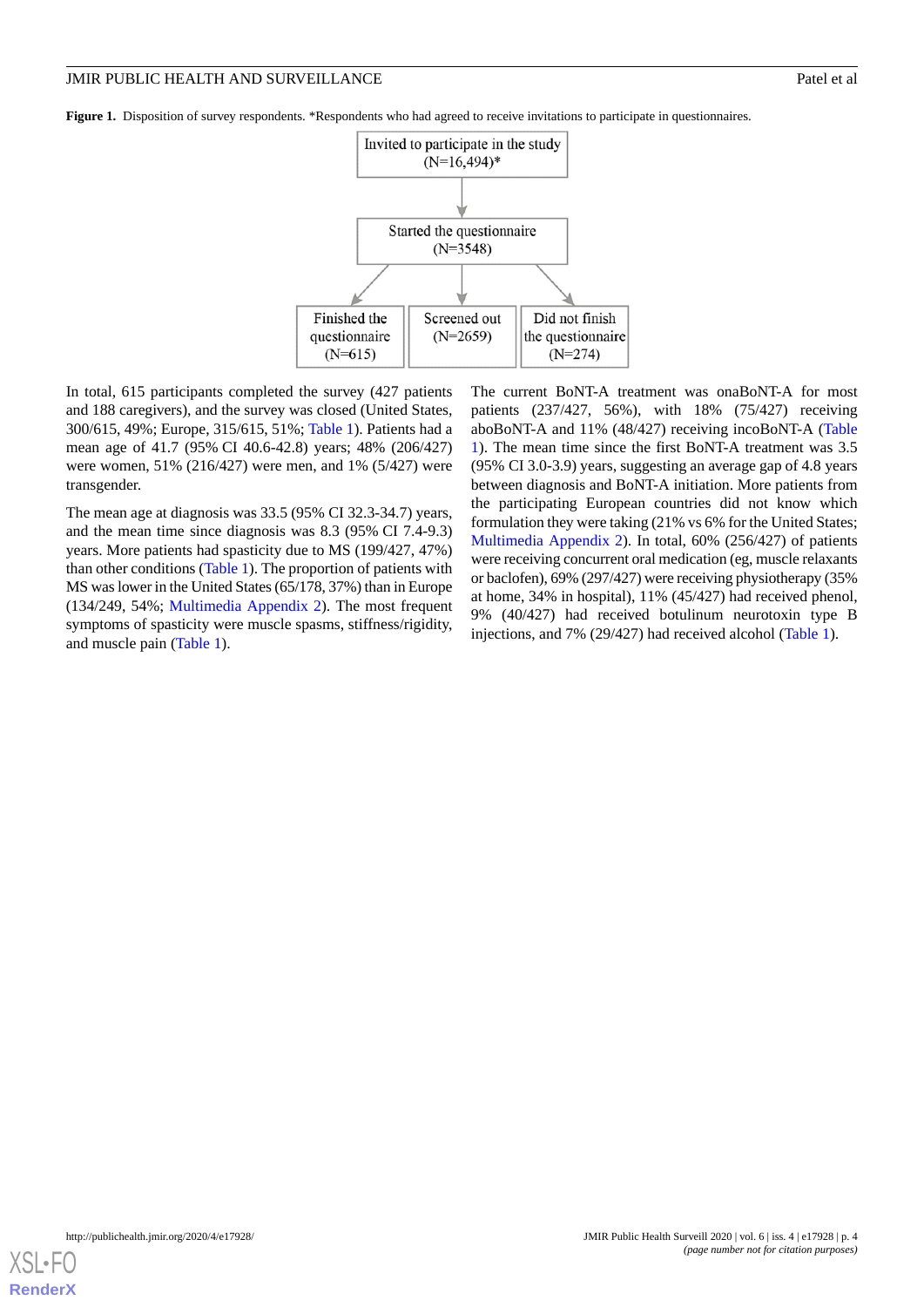**Figure 1.** Disposition of survey respondents. *Respondents who had agreed to receive invitations to participate in questionnaires.

In total, 615 participants completed the survey (427 patients and 188 caregivers), and the survey was closed (United States, 300/615, 49%; Europe, 315/615, 51%; Table 1). Patients had a mean age of 41.7 (95% CI 40.6-42.8) years; 48% (206/427) were women, 51% (216/427) were men, and 1% (5/427) were transgender.

The mean age at diagnosis was 33.5 (95% CI 32.3-34.7) years, and the mean time since diagnosis was 8.3 (95% CI 7.4-9.3) years. More patients had spasticity due to MS (199/427, 47%) than other conditions (Table 1). The proportion of patients with MS was lower in the United States (65/178, 37%) than in Europe (134/249, 54%; Multimedia Appendix 2). The most frequent symptoms of spasticity were muscle spasms, stiffness/rigidity, and muscle pain (Table 1).

The current BoNT-A treatment was onaBoNT-A for most patients (237/427, 56%), with 18% (75/427) receiving aboBoNT-A and 11% (48/427) receiving incoBoNT-A (Table 1). The mean time since the first BoNT-A treatment was 3.5 (95% CI 3.0-3.9) years, suggesting an average gap of 4.8 years between diagnosis and BoNT-A initiation. More patients from the participating European countries did not know which formulation they were taking (21% vs 6% for the United States; Multimedia Appendix 2). In total, 60% (256/427) of patients were receiving concurrent oral medication (eg, muscle relaxants or baclofen), 69% (297/427) were receiving physiotherapy (35% at home, 34% in hospital), 11% (45/427) had received phenol, 9% (40/427) had received botulinum neurotoxin type B injections, and 7% (29/427) had received alcohol (Table 1).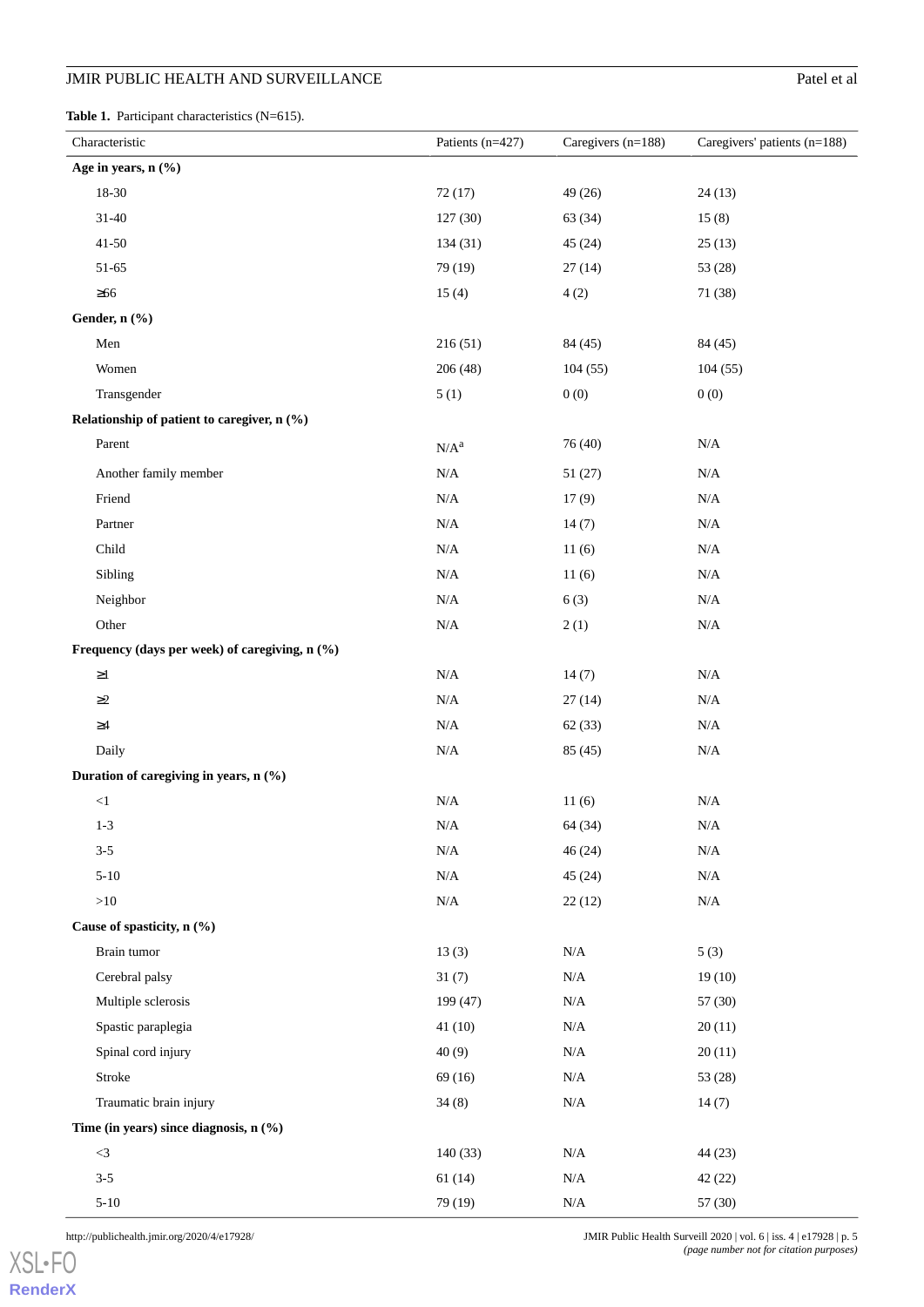**Table 1.** Participant characteristics (N=615).

| Characteristic | Patients (n=427) | Caregivers (n=188) | Caregivers' patients (n=188) |
|---|---|---|---|
| **Age in years, n (%)** | | | |
| 18-30 | 72 (17) | 49 (26) | 24 (13) |
| 31-40 | 127 (30) | 63 (34) | 15 (8) |
| 41-50 | 134 (31) | 45 (24) | 25 (13) |
| 51-65 | 79 (19) | 27 (14) | 53 (28) |
| ≥66 | 15 (4) | 4 (2) | 71 (38) |
| **Gender, n (%)** | | | |
| Men | 216 (51) | 84 (45) | 84 (45) |
| Women | 206 (48) | 104 (55) | 104 (55) |
| Transgender | 5 (1) | 0 (0) | 0 (0) |
| **Relationship of patient to caregiver, n (%)** | | | |
| Parent | N/A[a] | 76 (40) | N/A |
| Another family member | N/A | 51 (27) | N/A |
| Friend | N/A | 17 (9) | N/A |
| Partner | N/A | 14 (7) | N/A |
| Child | N/A | 11 (6) | N/A |
| Sibling | N/A | 11 (6) | N/A |
| Neighbor | N/A | 6 (3) | N/A |
| Other | N/A | 2 (1) | N/A |
| **Frequency (days per week) of caregiving, n (%)** | | | |
| ≥1 | N/A | 14 (7) | N/A |
| ≥2 | N/A | 27 (14) | N/A |
| ≥4 | N/A | 62 (33) | N/A |
| Daily | N/A | 85 (45) | N/A |
| **Duration of caregiving in years, n (%)** | | | |
| <1 | N/A | 11 (6) | N/A |
| 1-3 | N/A | 64 (34) | N/A |
| 3-5 | N/A | 46 (24) | N/A |
| 5-10 | N/A | 45 (24) | N/A |
| >10 | N/A | 22 (12) | N/A |
| **Cause of spasticity, n (%)** | | | |
| Brain tumor | 13 (3) | N/A | 5 (3) |
| Cerebral palsy | 31 (7) | N/A | 19 (10) |
| Multiple sclerosis | 199 (47) | N/A | 57 (30) |
| Spastic paraplegia | 41 (10) | N/A | 20 (11) |
| Spinal cord injury | 40 (9) | N/A | 20 (11) |
| Stroke | 69 (16) | N/A | 53 (28) |
| Traumatic brain injury | 34 (8) | N/A | 14 (7) |
| **Time (in years) since diagnosis, n (%)** | | | |
| <3 | 140 (33) | N/A | 44 (23) |
| 3-5 | 61 (14) | N/A | 42 (22) |
| 5-10 | 79 (19) | N/A | 57 (30) |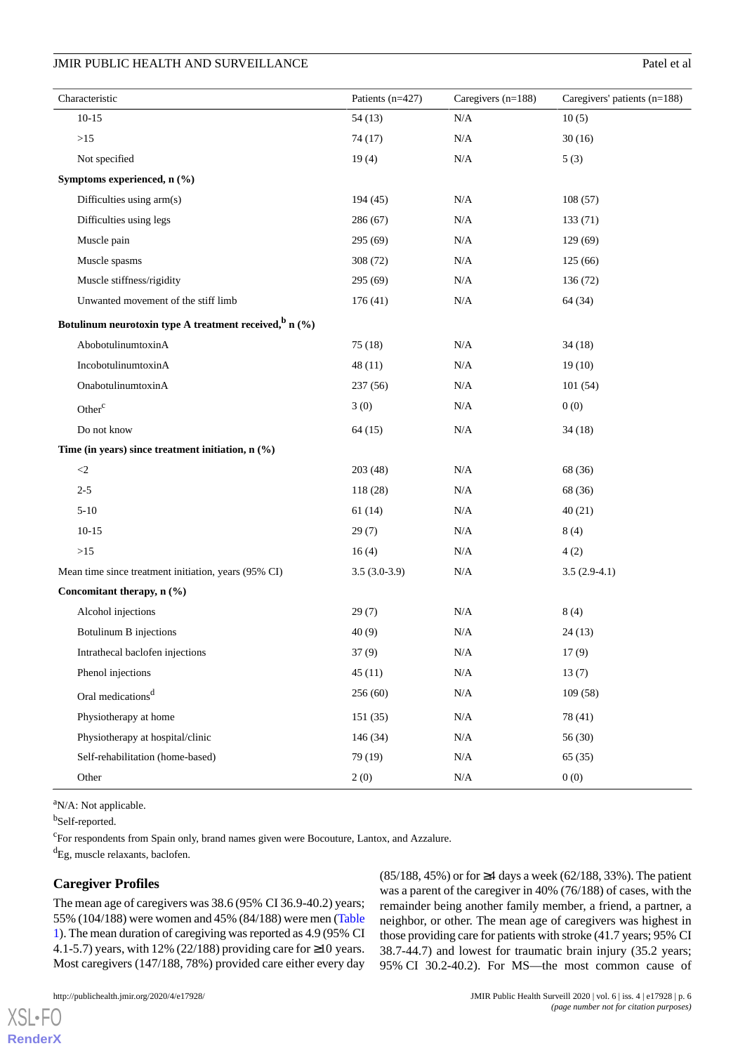| Characteristic | Patients (n=427) | Caregivers (n=188) | Caregivers' patients (n=188) |
|---|---|---|---|
| 10-15 | 54 (13) | N/A | 10 (5) |
| >15 | 74 (17) | N/A | 30 (16) |
| Not specified | 19 (4) | N/A | 5 (3) |
| **Symptoms experienced, n (%)** | | | |
| Difficulties using arm(s) | 194 (45) | N/A | 108 (57) |
| Difficulties using legs | 286 (67) | N/A | 133 (71) |
| Muscle pain | 295 (69) | N/A | 129 (69) |
| Muscle spasms | 308 (72) | N/A | 125 (66) |
| Muscle stiffness/rigidity | 295 (69) | N/A | 136 (72) |
| Unwanted movement of the stiff limb | 176 (41) | N/A | 64 (34) |
| **Botulinum neurotoxin type A treatment received,[b] n (%)** | | | |
| AbobotulinumtoxinA | 75 (18) | N/A | 34 (18) |
| IncobotulinumtoxinA | 48 (11) | N/A | 19 (10) |
| OnabotulinumtoxinA | 237 (56) | N/A | 101 (54) |
| Other[c] | 3 (0) | N/A | 0 (0) |
| Do not know | 64 (15) | N/A | 34 (18) |
| **Time (in years) since treatment initiation, n (%)** | | | |
| <2 | 203 (48) | N/A | 68 (36) |
| 2-5 | 118 (28) | N/A | 68 (36) |
| 5-10 | 61 (14) | N/A | 40 (21) |
| 10-15 | 29 (7) | N/A | 8 (4) |
| >15 | 16 (4) | N/A | 4 (2) |
| Mean time since treatment initiation, years (95% CI) | 3.5 (3.0-3.9) | N/A | 3.5 (2.9-4.1) |
| **Concomitant therapy, n (%)** | | | |
| Alcohol injections | 29 (7) | N/A | 8 (4) |
| Botulinum B injections | 40 (9) | N/A | 24 (13) |
| Intrathecal baclofen injections | 37 (9) | N/A | 17 (9) |
| Phenol injections | 45 (11) | N/A | 13 (7) |
| Oral medications[d] | 256 (60) | N/A | 109 (58) |
| Physiotherapy at home | 151 (35) | N/A | 78 (41) |
| Physiotherapy at hospital/clinic | 146 (34) | N/A | 56 (30) |
| Self-rehabilitation (home-based) | 79 (19) | N/A | 65 (35) |
| Other | 2 (0) | N/A | 0 (0) |

[a]N/A: Not applicable.

[b]Self-reported.

[c]For respondents from Spain only, brand names given were Bocouture, Lantox, and Azzalure.

[d]Eg, muscle relaxants, baclofen.

## Caregiver Profiles

The mean age of caregivers was 38.6 (95% CI 36.9-40.2) years; 55% (104/188) were women and 45% (84/188) were men (Table 1). The mean duration of caregiving was reported as 4.9 (95% CI 4.1-5.7) years, with 12% (22/188) providing care for ≥10 years. Most caregivers (147/188, 78%) provided care either every day (85/188, 45%) or for ≥4 days a week (62/188, 33%). The patient was a parent of the caregiver in 40% (76/188) of cases, with the remainder being another family member, a friend, a partner, a neighbor, or other. The mean age of caregivers was highest in those providing care for patients with stroke (41.7 years; 95% CI 38.7-44.7) and lowest for traumatic brain injury (35.2 years; 95% CI 30.2-40.2). For MS—the most common cause of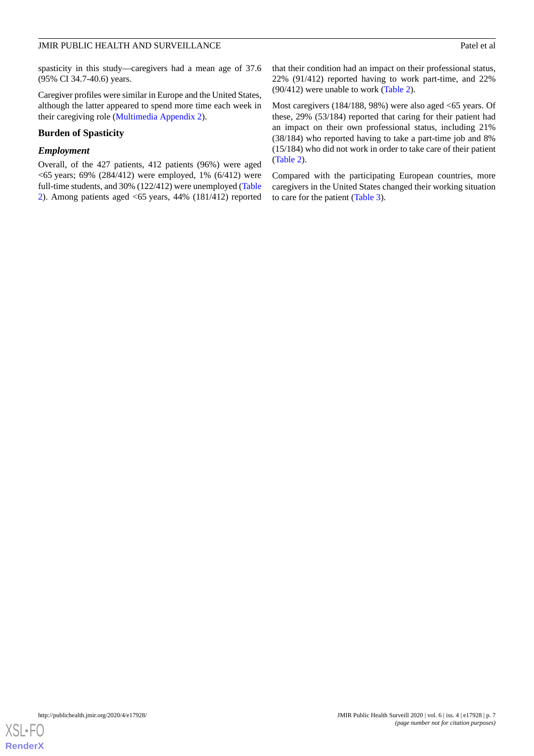spasticity in this study—caregivers had a mean age of 37.6 (95% CI 34.7-40.6) years.

Caregiver profiles were similar in Europe and the United States, although the latter appeared to spend more time each week in their caregiving role (Multimedia Appendix 2).

### Burden of Spasticity

#### *Employment*

Overall, of the 427 patients, 412 patients (96%) were aged <65 years; 69% (284/412) were employed, 1% (6/412) were full-time students, and 30% (122/412) were unemployed (Table 2). Among patients aged <65 years, 44% (181/412) reported that their condition had an impact on their professional status, 22% (91/412) reported having to work part-time, and 22% (90/412) were unable to work (Table 2).

Most caregivers (184/188, 98%) were also aged <65 years. Of these, 29% (53/184) reported that caring for their patient had an impact on their own professional status, including 21% (38/184) who reported having to take a part-time job and 8% (15/184) who did not work in order to take care of their patient (Table 2).

Compared with the participating European countries, more caregivers in the United States changed their working situation to care for the patient (Table 3).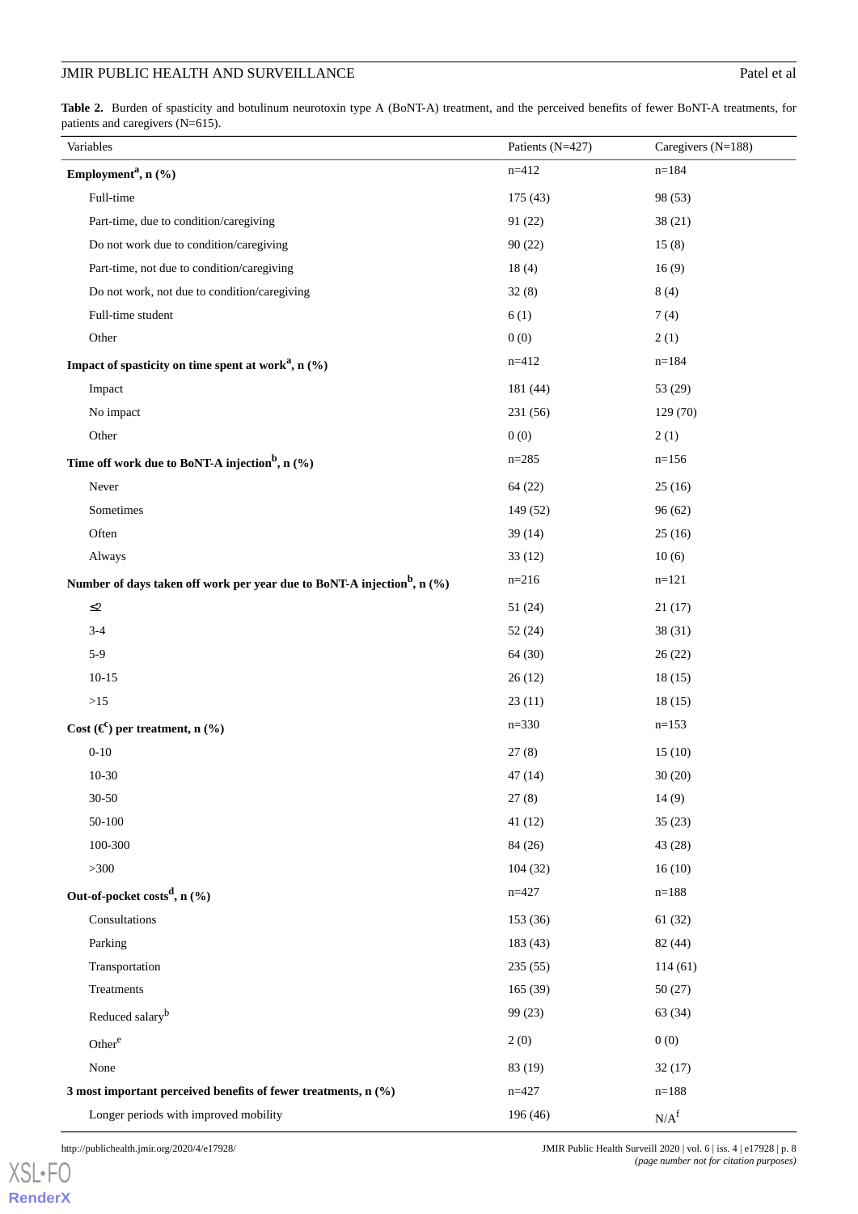**Table 2.** Burden of spasticity and botulinum neurotoxin type A (BoNT-A) treatment, and the perceived benefits of fewer BoNT-A treatments, for patients and caregivers (N=615).

| Variables | Patients (N=427) | Caregivers (N=188) |
|---|---|---|
| **Employment[a], n (%)** | n=412 | n=184 |
| Full-time | 175 (43) | 98 (53) |
| Part-time, due to condition/caregiving | 91 (22) | 38 (21) |
| Do not work due to condition/caregiving | 90 (22) | 15 (8) |
| Part-time, not due to condition/caregiving | 18 (4) | 16 (9) |
| Do not work, not due to condition/caregiving | 32 (8) | 8 (4) |
| Full-time student | 6 (1) | 7 (4) |
| Other | 0 (0) | 2 (1) |
| **Impact of spasticity on time spent at work[a], n (%)** | n=412 | n=184 |
| Impact | 181 (44) | 53 (29) |
| No impact | 231 (56) | 129 (70) |
| Other | 0 (0) | 2 (1) |
| **Time off work due to BoNT-A injection[b], n (%)** | n=285 | n=156 |
| Never | 64 (22) | 25 (16) |
| Sometimes | 149 (52) | 96 (62) |
| Often | 39 (14) | 25 (16) |
| Always | 33 (12) | 10 (6) |
| **Number of days taken off work per year due to BoNT-A injection[b], n (%)** | n=216 | n=121 |
| ≤2 | 51 (24) | 21 (17) |
| 3-4 | 52 (24) | 38 (31) |
| 5-9 | 64 (30) | 26 (22) |
| 10-15 | 26 (12) | 18 (15) |
| >15 | 23 (11) | 18 (15) |
| **Cost (€[c]) per treatment, n (%)** | n=330 | n=153 |
| 0-10 | 27 (8) | 15 (10) |
| 10-30 | 47 (14) | 30 (20) |
| 30-50 | 27 (8) | 14 (9) |
| 50-100 | 41 (12) | 35 (23) |
| 100-300 | 84 (26) | 43 (28) |
| >300 | 104 (32) | 16 (10) |
| **Out-of-pocket costs[d], n (%)** | n=427 | n=188 |
| Consultations | 153 (36) | 61 (32) |
| Parking | 183 (43) | 82 (44) |
| Transportation | 235 (55) | 114 (61) |
| Treatments | 165 (39) | 50 (27) |
| Reduced salary[b] | 99 (23) | 63 (34) |
| Other[e] | 2 (0) | 0 (0) |
| None | 83 (19) | 32 (17) |
| **3 most important perceived benefits of fewer treatments, n (%)** | n=427 | n=188 |
| Longer periods with improved mobility | 196 (46) | N/A[f] |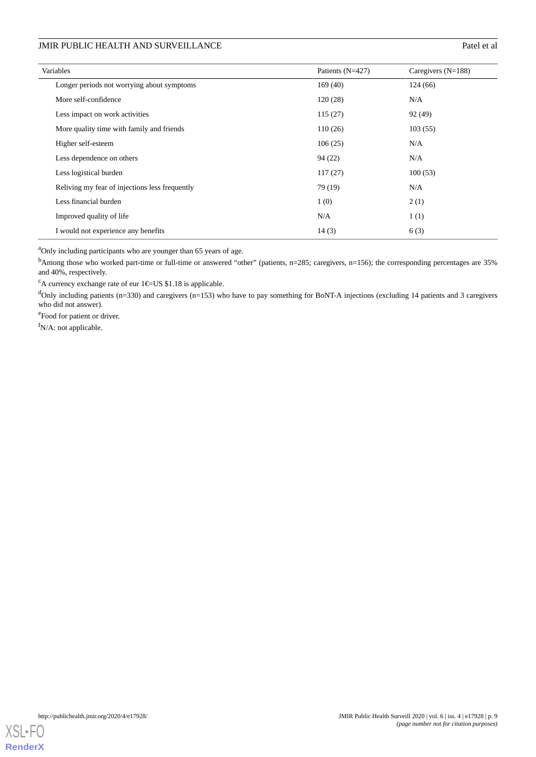| Variables | Patients (N=427) | Caregivers (N=188) |
|---|---|---|
| Longer periods not worrying about symptoms | 169 (40) | 124 (66) |
| More self-confidence | 120 (28) | N/A |
| Less impact on work activities | 115 (27) | 92 (49) |
| More quality time with family and friends | 110 (26) | 103 (55) |
| Higher self-esteem | 106 (25) | N/A |
| Less dependence on others | 94 (22) | N/A |
| Less logistical burden | 117 (27) | 100 (53) |
| Reliving my fear of injections less frequently | 79 (19) | N/A |
| Less financial burden | 1 (0) | 2 (1) |
| Improved quality of life | N/A | 1 (1) |
| I would not experience any benefits | 14 (3) | 6 (3) |

[a]Only including participants who are younger than 65 years of age.

[b]Among those who worked part-time or full-time or answered "other" (patients, n=285; caregivers, n=156); the corresponding percentages are 35% and 40%, respectively.

[c]A currency exchange rate of eur 1€=US $1.18 is applicable.

[d]Only including patients (n=330) and caregivers (n=153) who have to pay something for BoNT-A injections (excluding 14 patients and 3 caregivers who did not answer).

[e]Food for patient or driver.

[f]N/A: not applicable.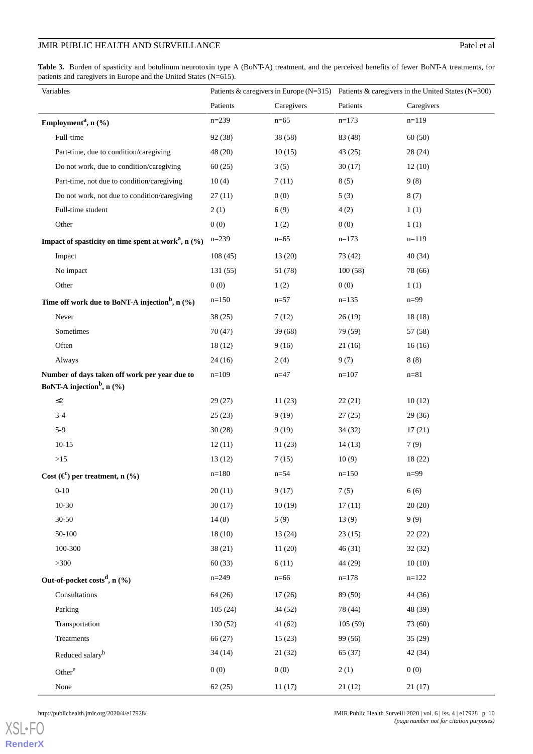**Table 3.** Burden of spasticity and botulinum neurotoxin type A (BoNT-A) treatment, and the perceived benefits of fewer BoNT-A treatments, for patients and caregivers in Europe and the United States (N=615).

| Variables | Patients & caregivers in Europe (N=315) | | Patients & caregivers in the United States (N=300) | |
|---|---|---|---|---|
| | Patients | Caregivers | Patients | Caregivers |
| **Employment[a], n (%)** | n=239 | n=65 | n=173 | n=119 |
| Full-time | 92 (38) | 38 (58) | 83 (48) | 60 (50) |
| Part-time, due to condition/caregiving | 48 (20) | 10 (15) | 43 (25) | 28 (24) |
| Do not work, due to condition/caregiving | 60 (25) | 3 (5) | 30 (17) | 12 (10) |
| Part-time, not due to condition/caregiving | 10 (4) | 7 (11) | 8 (5) | 9 (8) |
| Do not work, not due to condition/caregiving | 27 (11) | 0 (0) | 5 (3) | 8 (7) |
| Full-time student | 2 (1) | 6 (9) | 4 (2) | 1 (1) |
| Other | 0 (0) | 1 (2) | 0 (0) | 1 (1) |
| **Impact of spasticity on time spent at work[a], n (%)** | n=239 | n=65 | n=173 | n=119 |
| Impact | 108 (45) | 13 (20) | 73 (42) | 40 (34) |
| No impact | 131 (55) | 51 (78) | 100 (58) | 78 (66) |
| Other | 0 (0) | 1 (2) | 0 (0) | 1 (1) |
| **Time off work due to BoNT-A injection[b], n (%)** | n=150 | n=57 | n=135 | n=99 |
| Never | 38 (25) | 7 (12) | 26 (19) | 18 (18) |
| Sometimes | 70 (47) | 39 (68) | 79 (59) | 57 (58) |
| Often | 18 (12) | 9 (16) | 21 (16) | 16 (16) |
| Always | 24 (16) | 2 (4) | 9 (7) | 8 (8) |
| **Number of days taken off work per year due to BoNT-A injection[b], n (%)** | n=109 | n=47 | n=107 | n=81 |
| ≤2 | 29 (27) | 11 (23) | 22 (21) | 10 (12) |
| 3-4 | 25 (23) | 9 (19) | 27 (25) | 29 (36) |
| 5-9 | 30 (28) | 9 (19) | 34 (32) | 17 (21) |
| 10-15 | 12 (11) | 11 (23) | 14 (13) | 7 (9) |
| >15 | 13 (12) | 7 (15) | 10 (9) | 18 (22) |
| **Cost (€[c]) per treatment, n (%)** | n=180 | n=54 | n=150 | n=99 |
| 0-10 | 20 (11) | 9 (17) | 7 (5) | 6 (6) |
| 10-30 | 30 (17) | 10 (19) | 17 (11) | 20 (20) |
| 30-50 | 14 (8) | 5 (9) | 13 (9) | 9 (9) |
| 50-100 | 18 (10) | 13 (24) | 23 (15) | 22 (22) |
| 100-300 | 38 (21) | 11 (20) | 46 (31) | 32 (32) |
| >300 | 60 (33) | 6 (11) | 44 (29) | 10 (10) |
| **Out-of-pocket costs[d], n (%)** | n=249 | n=66 | n=178 | n=122 |
| Consultations | 64 (26) | 17 (26) | 89 (50) | 44 (36) |
| Parking | 105 (24) | 34 (52) | 78 (44) | 48 (39) |
| Transportation | 130 (52) | 41 (62) | 105 (59) | 73 (60) |
| Treatments | 66 (27) | 15 (23) | 99 (56) | 35 (29) |
| Reduced salary[b] | 34 (14) | 21 (32) | 65 (37) | 42 (34) |
| Other[e] | 0 (0) | 0 (0) | 2 (1) | 0 (0) |
| None | 62 (25) | 11 (17) | 21 (12) | 21 (17) |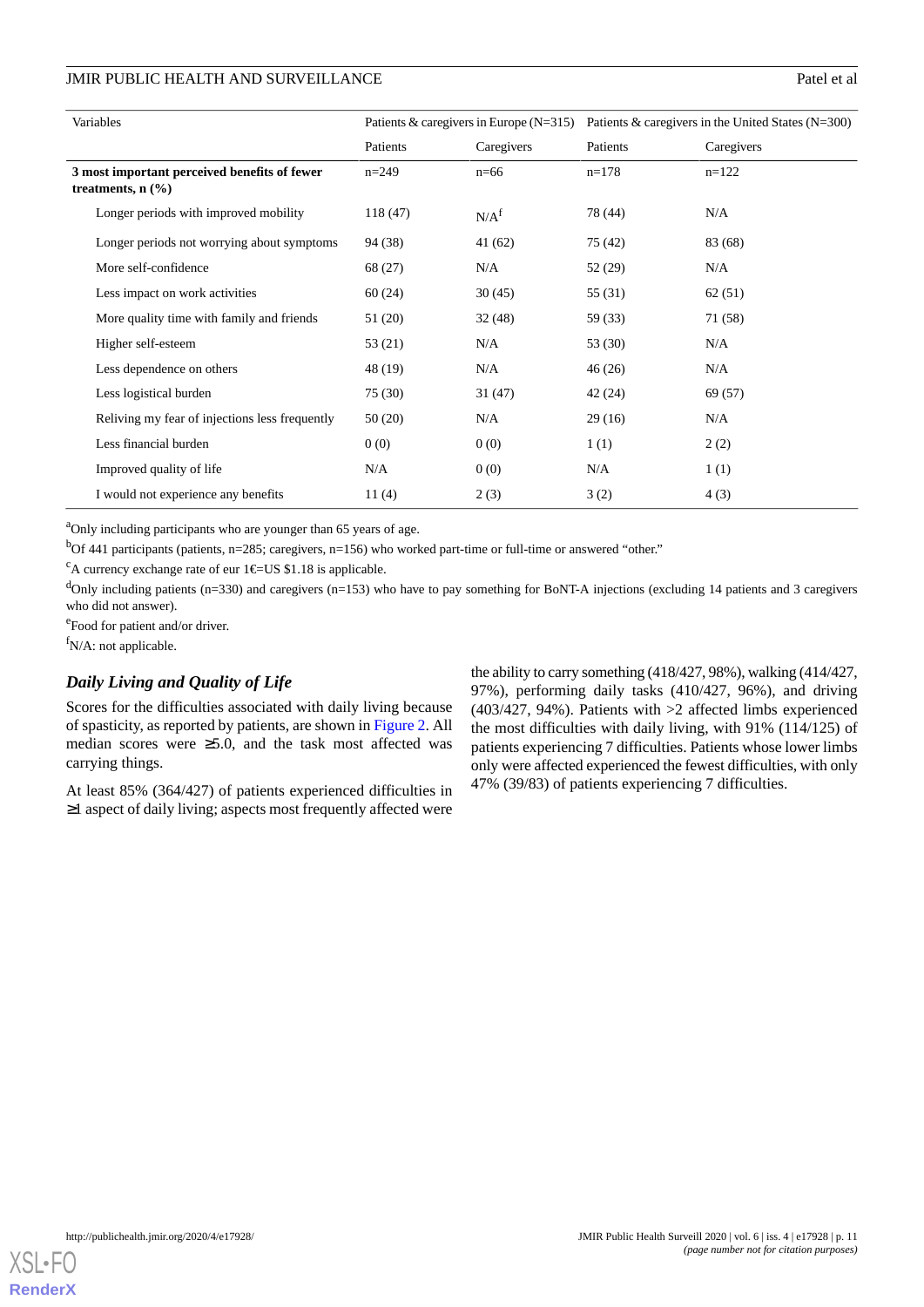| Variables | Patients & caregivers in Europe (N=315) | | Patients & caregivers in the United States (N=300) | |
|---|---|---|---|---|
| | Patients | Caregivers | Patients | Caregivers |
| **3 most important perceived benefits of fewer treatments, n (%)** | n=249 | n=66 | n=178 | n=122 |
| Longer periods with improved mobility | 118 (47) | N/A[f] | 78 (44) | N/A |
| Longer periods not worrying about symptoms | 94 (38) | 41 (62) | 75 (42) | 83 (68) |
| More self-confidence | 68 (27) | N/A | 52 (29) | N/A |
| Less impact on work activities | 60 (24) | 30 (45) | 55 (31) | 62 (51) |
| More quality time with family and friends | 51 (20) | 32 (48) | 59 (33) | 71 (58) |
| Higher self-esteem | 53 (21) | N/A | 53 (30) | N/A |
| Less dependence on others | 48 (19) | N/A | 46 (26) | N/A |
| Less logistical burden | 75 (30) | 31 (47) | 42 (24) | 69 (57) |
| Reliving my fear of injections less frequently | 50 (20) | N/A | 29 (16) | N/A |
| Less financial burden | 0 (0) | 0 (0) | 1 (1) | 2 (2) |
| Improved quality of life | N/A | 0 (0) | N/A | 1 (1) |
| I would not experience any benefits | 11 (4) | 2 (3) | 3 (2) | 4 (3) |

[a]Only including participants who are younger than 65 years of age.

[b]Of 441 participants (patients, n=285; caregivers, n=156) who worked part-time or full-time or answered "other."

[c]A currency exchange rate of eur 1€=US $1.18 is applicable.

[d]Only including patients (n=330) and caregivers (n=153) who have to pay something for BoNT-A injections (excluding 14 patients and 3 caregivers who did not answer).

[e]Food for patient and/or driver.

[f]N/A: not applicable.

### *Daily Living and Quality of Life*

Scores for the difficulties associated with daily living because of spasticity, as reported by patients, are shown in Figure 2. All median scores were ≥5.0, and the task most affected was carrying things.

At least 85% (364/427) of patients experienced difficulties in ≥1 aspect of daily living; aspects most frequently affected were the ability to carry something (418/427, 98%), walking (414/427, 97%), performing daily tasks (410/427, 96%), and driving (403/427, 94%). Patients with >2 affected limbs experienced the most difficulties with daily living, with 91% (114/125) of patients experiencing 7 difficulties. Patients whose lower limbs only were affected experienced the fewest difficulties, with only 47% (39/83) of patients experiencing 7 difficulties.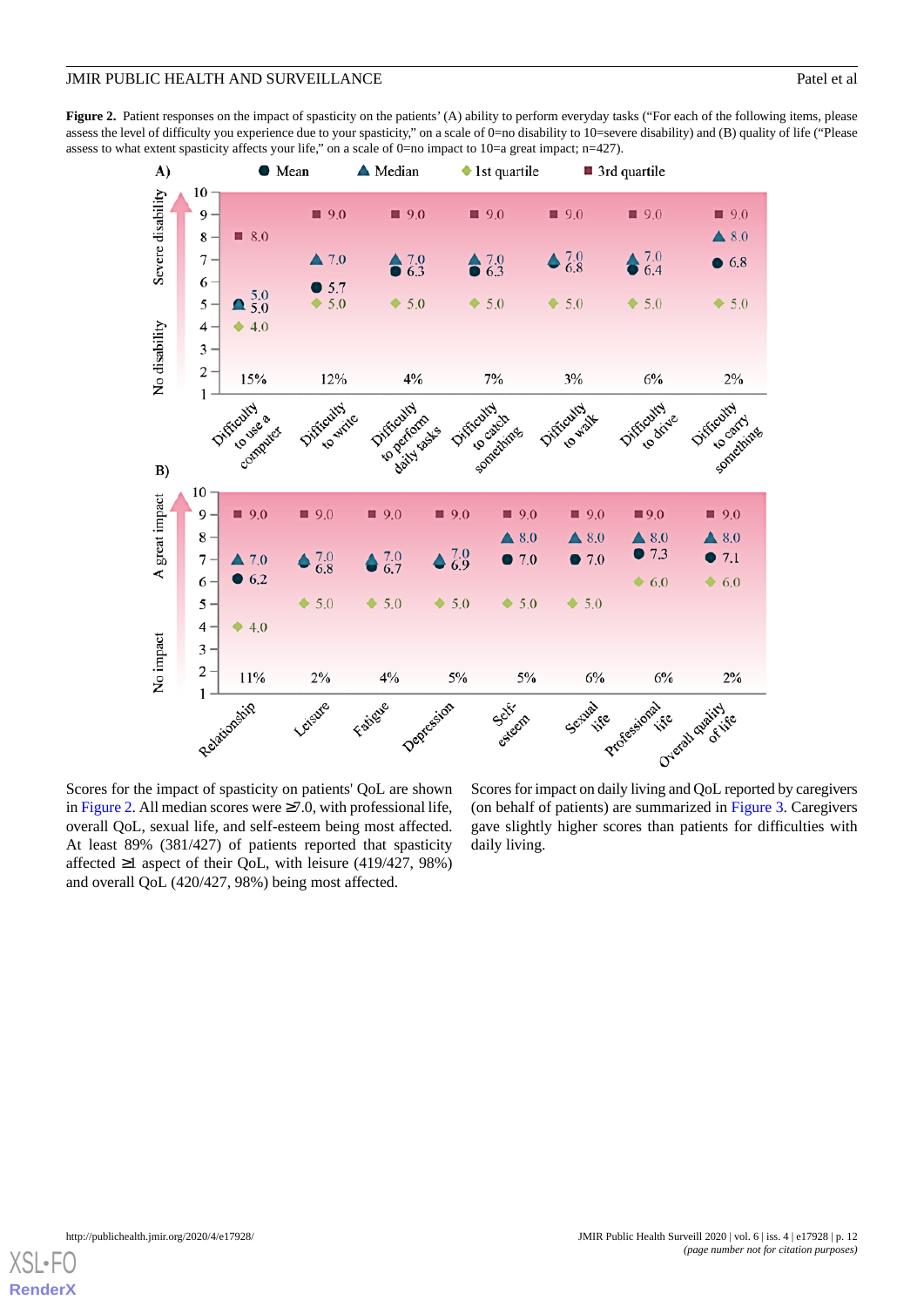**Figure 2.** Patient responses on the impact of spasticity on the patients' (A) ability to perform everyday tasks ("For each of the following items, please assess the level of difficulty you experience due to your spasticity," on a scale of 0=no disability to 10=severe disability) and (B) quality of life ("Please assess to what extent spasticity affects your life," on a scale of 0=no impact to 10=a great impact; n=427).

Scores for the impact of spasticity on patients' QoL are shown in Figure 2. All median scores were ≥7.0, with professional life, overall QoL, sexual life, and self-esteem being most affected. At least 89% (381/427) of patients reported that spasticity affected ≥1 aspect of their QoL, with leisure (419/427, 98%) and overall QoL (420/427, 98%) being most affected.

Scores for impact on daily living and QoL reported by caregivers (on behalf of patients) are summarized in Figure 3. Caregivers gave slightly higher scores than patients for difficulties with daily living.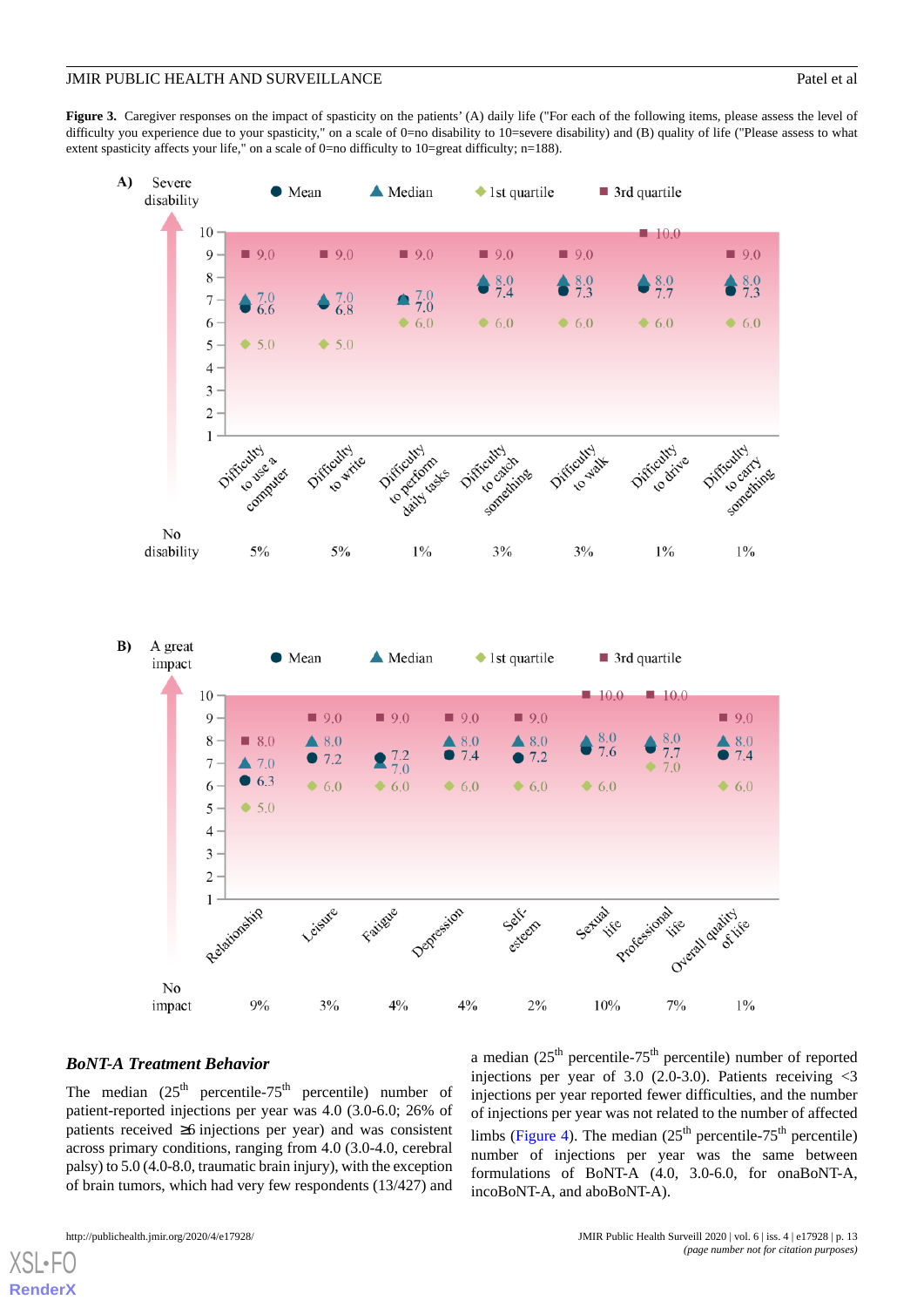**Figure 3.** Caregiver responses on the impact of spasticity on the patients' (A) daily life ("For each of the following items, please assess the level of difficulty you experience due to your spasticity," on a scale of 0=no disability to 10=severe disability) and (B) quality of life ("Please assess to what extent spasticity affects your life," on a scale of 0=no difficulty to 10=great difficulty; n=188).

### *BoNT-A Treatment Behavior*

The median (25th percentile-75th percentile) number of patient-reported injections per year was 4.0 (3.0-6.0; 26% of patients received ≥6 injections per year) and was consistent across primary conditions, ranging from 4.0 (3.0-4.0, cerebral palsy) to 5.0 (4.0-8.0, traumatic brain injury), with the exception of brain tumors, which had very few respondents (13/427) and a median (25th percentile-75th percentile) number of reported injections per year of 3.0 (2.0-3.0). Patients receiving <3 injections per year reported fewer difficulties, and the number of injections per year was not related to the number of affected limbs (Figure 4). The median (25th percentile-75th percentile) number of injections per year was the same between formulations of BoNT-A (4.0, 3.0-6.0, for onaBoNT-A, incoBoNT-A, and aboBoNT-A).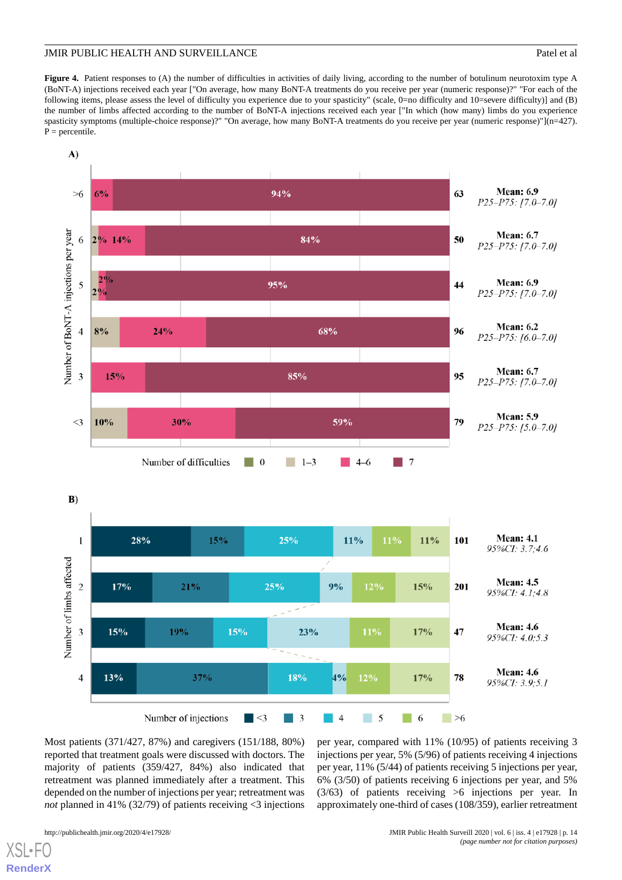**Figure 4.** Patient responses to (A) the number of difficulties in activities of daily living, according to the number of botulinum neurotoxim type A (BoNT-A) injections received each year ["On average, how many BoNT-A treatments do you receive per year (numeric response)?" "For each of the following items, please assess the level of difficulty you experience due to your spasticity" (scale, 0=no difficulty and 10=severe difficulty)] and (B) the number of limbs affected according to the number of BoNT-A injections received each year ["In which (how many) limbs do you experience spasticity symptoms (multiple-choice response)?" "On average, how many BoNT-A treatments do you receive per year (numeric response)"](n=427). P = percentile.

Most patients (371/427, 87%) and caregivers (151/188, 80%) reported that treatment goals were discussed with doctors. The majority of patients (359/427, 84%) also indicated that retreatment was planned immediately after a treatment. This depended on the number of injections per year; retreatment was *not* planned in 41% (32/79) of patients receiving <3 injections per year, compared with 11% (10/95) of patients receiving 3 injections per year, 5% (5/96) of patients receiving 4 injections per year, 11% (5/44) of patients receiving 5 injections per year, 6% (3/50) of patients receiving 6 injections per year, and 5% (3/63) of patients receiving >6 injections per year. In approximately one-third of cases (108/359), earlier retreatment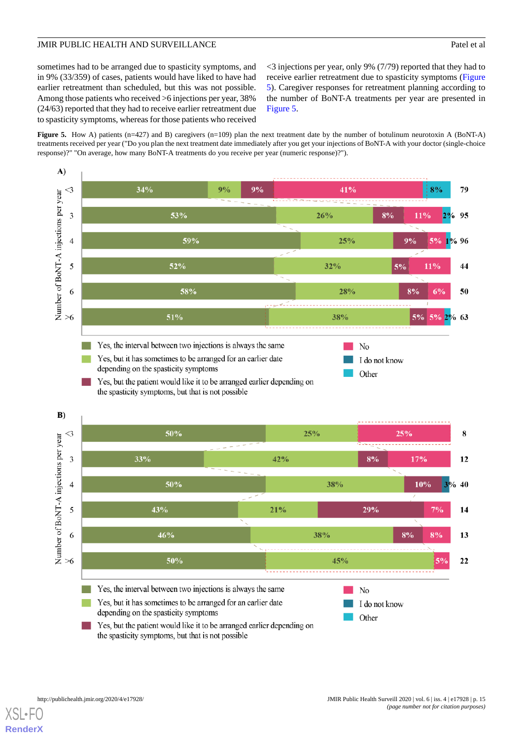sometimes had to be arranged due to spasticity symptoms, and in 9% (33/359) of cases, patients would have liked to have had earlier retreatment than scheduled, but this was not possible. Among those patients who received >6 injections per year, 38% (24/63) reported that they had to receive earlier retreatment due to spasticity symptoms, whereas for those patients who received <3 injections per year, only 9% (7/79) reported that they had to receive earlier retreatment due to spasticity symptoms (Figure 5). Caregiver responses for retreatment planning according to the number of BoNT-A treatments per year are presented in Figure 5.

**Figure 5.** How A) patients (n=427) and B) caregivers (n=109) plan the next treatment date by the number of botulinum neurotoxin A (BoNT-A) treatments received per year ("Do you plan the next treatment date immediately after you get your injections of BoNT-A with your doctor (single-choice response)?" "On average, how many BoNT-A treatments do you receive per year (numeric response)?").

A)

| Number of BoNT-A injections per year | Yes, the interval between two injections is always the same | Yes, but it has sometimes to be arranged for an earlier date depending on the spasticity symptoms | Yes, but the patient would like it to be arranged earlier depending on the spasticity symptoms, but that is not possible | No | I do not know | Other | n |
|---|---|---|---|---|---|---|---|
| <3 | 34% | 9% | 9% | 41% | | 8% | 79 |
| 3 | 53% | 26% | 8% | 11% | | 2% | 95 |
| 4 | 59% | 25% | 9% | 5% | | 1% | 96 |
| 5 | 52% | 32% | 5% | 11% | | | 44 |
| 6 | 58% | 28% | 8% | 6% | | | 50 |
| >6 | 51% | 38% | 5% | 5% | | 2% | 63 |

B)

| Number of BoNT-A injections per year | Yes, the interval between two injections is always the same | Yes, but it has sometimes to be arranged for an earlier date depending on the spasticity symptoms | Yes, but the patient would like it to be arranged earlier depending on the spasticity symptoms, but that is not possible | No | I do not know | Other | n |
|---|---|---|---|---|---|---|---|
| <3 | 50% | 25% | | 25% | | | 8 |
| 3 | 33% | 42% | 8% | 17% | | | 12 |
| 4 | 50% | 38% | 10% | | 3% | | 40 |
| 5 | 43% | 21% | 29% | 7% | | | 14 |
| 6 | 46% | 38% | 8% | 8% | | | 13 |
| >6 | 50% | 45% | | 5% | | | 22 |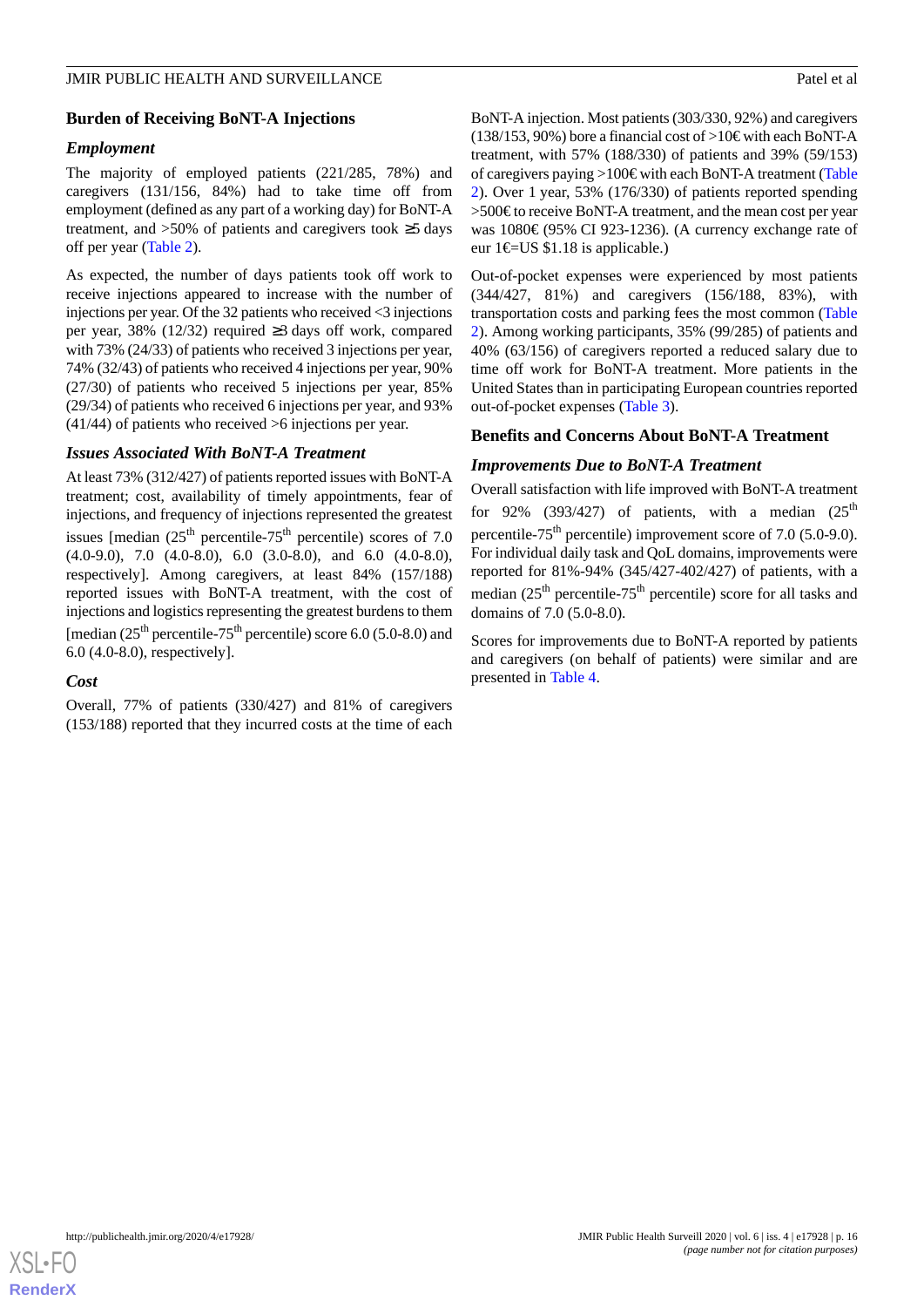### Burden of Receiving BoNT-A Injections

#### Employment

The majority of employed patients (221/285, 78%) and caregivers (131/156, 84%) had to take time off from employment (defined as any part of a working day) for BoNT-A treatment, and >50% of patients and caregivers took ≥5 days off per year (Table 2).

As expected, the number of days patients took off work to receive injections appeared to increase with the number of injections per year. Of the 32 patients who received <3 injections per year, 38% (12/32) required ≥3 days off work, compared with 73% (24/33) of patients who received 3 injections per year, 74% (32/43) of patients who received 4 injections per year, 90% (27/30) of patients who received 5 injections per year, 85% (29/34) of patients who received 6 injections per year, and 93% (41/44) of patients who received >6 injections per year.

#### Issues Associated With BoNT-A Treatment

At least 73% (312/427) of patients reported issues with BoNT-A treatment; cost, availability of timely appointments, fear of injections, and frequency of injections represented the greatest issues [median (25th percentile-75th percentile) scores of 7.0 (4.0-9.0), 7.0 (4.0-8.0), 6.0 (3.0-8.0), and 6.0 (4.0-8.0), respectively]. Among caregivers, at least 84% (157/188) reported issues with BoNT-A treatment, with the cost of injections and logistics representing the greatest burdens to them [median (25th percentile-75th percentile) score 6.0 (5.0-8.0) and 6.0 (4.0-8.0), respectively].

#### Cost

Overall, 77% of patients (330/427) and 81% of caregivers (153/188) reported that they incurred costs at the time of each BoNT-A injection. Most patients (303/330, 92%) and caregivers (138/153, 90%) bore a financial cost of >10€ with each BoNT-A treatment, with 57% (188/330) of patients and 39% (59/153) of caregivers paying >100€ with each BoNT-A treatment (Table 2). Over 1 year, 53% (176/330) of patients reported spending >500€ to receive BoNT-A treatment, and the mean cost per year was 1080€ (95% CI 923-1236). (A currency exchange rate of eur 1€=US $1.18 is applicable.)

Out-of-pocket expenses were experienced by most patients (344/427, 81%) and caregivers (156/188, 83%), with transportation costs and parking fees the most common (Table 2). Among working participants, 35% (99/285) of patients and 40% (63/156) of caregivers reported a reduced salary due to time off work for BoNT-A treatment. More patients in the United States than in participating European countries reported out-of-pocket expenses (Table 3).

### Benefits and Concerns About BoNT-A Treatment

#### Improvements Due to BoNT-A Treatment

Overall satisfaction with life improved with BoNT-A treatment for 92% (393/427) of patients, with a median (25th percentile-75th percentile) improvement score of 7.0 (5.0-9.0). For individual daily task and QoL domains, improvements were reported for 81%-94% (345/427-402/427) of patients, with a median (25th percentile-75th percentile) score for all tasks and domains of 7.0 (5.0-8.0).

Scores for improvements due to BoNT-A reported by patients and caregivers (on behalf of patients) were similar and are presented in Table 4.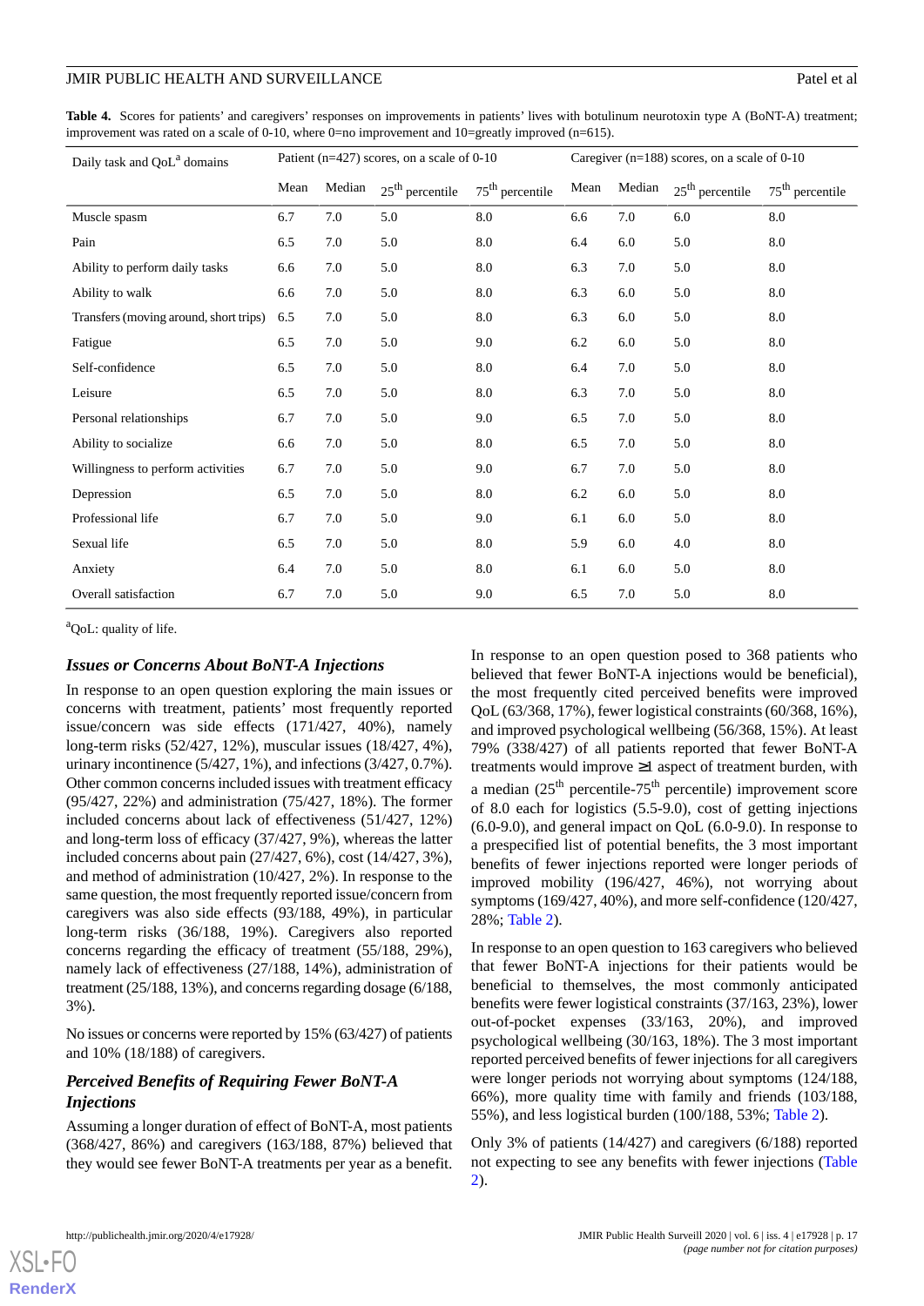**Table 4.** Scores for patients' and caregivers' responses on improvements in patients' lives with botulinum neurotoxin type A (BoNT-A) treatment; improvement was rated on a scale of 0-10, where 0=no improvement and 10=greatly improved (n=615).

| Daily task and QoL[a] domains | Patient (n=427) scores, on a scale of 0-10 | | | | Caregiver (n=188) scores, on a scale of 0-10 | | | |
|---|---|---|---|---|---|---|---|---|
| | Mean | Median | 25th percentile | 75th percentile | Mean | Median | 25th percentile | 75th percentile |
| Muscle spasm | 6.7 | 7.0 | 5.0 | 8.0 | 6.6 | 7.0 | 6.0 | 8.0 |
| Pain | 6.5 | 7.0 | 5.0 | 8.0 | 6.4 | 6.0 | 5.0 | 8.0 |
| Ability to perform daily tasks | 6.6 | 7.0 | 5.0 | 8.0 | 6.3 | 7.0 | 5.0 | 8.0 |
| Ability to walk | 6.6 | 7.0 | 5.0 | 8.0 | 6.3 | 6.0 | 5.0 | 8.0 |
| Transfers (moving around, short trips) | 6.5 | 7.0 | 5.0 | 8.0 | 6.3 | 6.0 | 5.0 | 8.0 |
| Fatigue | 6.5 | 7.0 | 5.0 | 9.0 | 6.2 | 6.0 | 5.0 | 8.0 |
| Self-confidence | 6.5 | 7.0 | 5.0 | 8.0 | 6.4 | 7.0 | 5.0 | 8.0 |
| Leisure | 6.5 | 7.0 | 5.0 | 8.0 | 6.3 | 7.0 | 5.0 | 8.0 |
| Personal relationships | 6.7 | 7.0 | 5.0 | 9.0 | 6.5 | 7.0 | 5.0 | 8.0 |
| Ability to socialize | 6.6 | 7.0 | 5.0 | 8.0 | 6.5 | 7.0 | 5.0 | 8.0 |
| Willingness to perform activities | 6.7 | 7.0 | 5.0 | 9.0 | 6.7 | 7.0 | 5.0 | 8.0 |
| Depression | 6.5 | 7.0 | 5.0 | 8.0 | 6.2 | 6.0 | 5.0 | 8.0 |
| Professional life | 6.7 | 7.0 | 5.0 | 9.0 | 6.1 | 6.0 | 5.0 | 8.0 |
| Sexual life | 6.5 | 7.0 | 5.0 | 8.0 | 5.9 | 6.0 | 4.0 | 8.0 |
| Anxiety | 6.4 | 7.0 | 5.0 | 8.0 | 6.1 | 6.0 | 5.0 | 8.0 |
| Overall satisfaction | 6.7 | 7.0 | 5.0 | 9.0 | 6.5 | 7.0 | 5.0 | 8.0 |

[a]QoL: quality of life.

### *Issues or Concerns About BoNT-A Injections*

In response to an open question exploring the main issues or concerns with treatment, patients' most frequently reported issue/concern was side effects (171/427, 40%), namely long-term risks (52/427, 12%), muscular issues (18/427, 4%), urinary incontinence (5/427, 1%), and infections (3/427, 0.7%). Other common concerns included issues with treatment efficacy (95/427, 22%) and administration (75/427, 18%). The former included concerns about lack of effectiveness (51/427, 12%) and long-term loss of efficacy (37/427, 9%), whereas the latter included concerns about pain (27/427, 6%), cost (14/427, 3%), and method of administration (10/427, 2%). In response to the same question, the most frequently reported issue/concern from caregivers was also side effects (93/188, 49%), in particular long-term risks (36/188, 19%). Caregivers also reported concerns regarding the efficacy of treatment (55/188, 29%), namely lack of effectiveness (27/188, 14%), administration of treatment (25/188, 13%), and concerns regarding dosage (6/188, 3%).

No issues or concerns were reported by 15% (63/427) of patients and 10% (18/188) of caregivers.

### *Perceived Benefits of Requiring Fewer BoNT-A Injections*

Assuming a longer duration of effect of BoNT-A, most patients (368/427, 86%) and caregivers (163/188, 87%) believed that they would see fewer BoNT-A treatments per year as a benefit.

In response to an open question posed to 368 patients who believed that fewer BoNT-A injections would be beneficial), the most frequently cited perceived benefits were improved QoL (63/368, 17%), fewer logistical constraints (60/368, 16%), and improved psychological wellbeing (56/368, 15%). At least 79% (338/427) of all patients reported that fewer BoNT-A treatments would improve ≥1 aspect of treatment burden, with a median (25th percentile-75th percentile) improvement score of 8.0 each for logistics (5.5-9.0), cost of getting injections (6.0-9.0), and general impact on QoL (6.0-9.0). In response to a prespecified list of potential benefits, the 3 most important benefits of fewer injections reported were longer periods of improved mobility (196/427, 46%), not worrying about symptoms (169/427, 40%), and more self-confidence (120/427, 28%; Table 2).

In response to an open question to 163 caregivers who believed that fewer BoNT-A injections for their patients would be beneficial to themselves, the most commonly anticipated benefits were fewer logistical constraints (37/163, 23%), lower out-of-pocket expenses (33/163, 20%), and improved psychological wellbeing (30/163, 18%). The 3 most important reported perceived benefits of fewer injections for all caregivers were longer periods not worrying about symptoms (124/188, 66%), more quality time with family and friends (103/188, 55%), and less logistical burden (100/188, 53%; Table 2).

Only 3% of patients (14/427) and caregivers (6/188) reported not expecting to see any benefits with fewer injections (Table 2).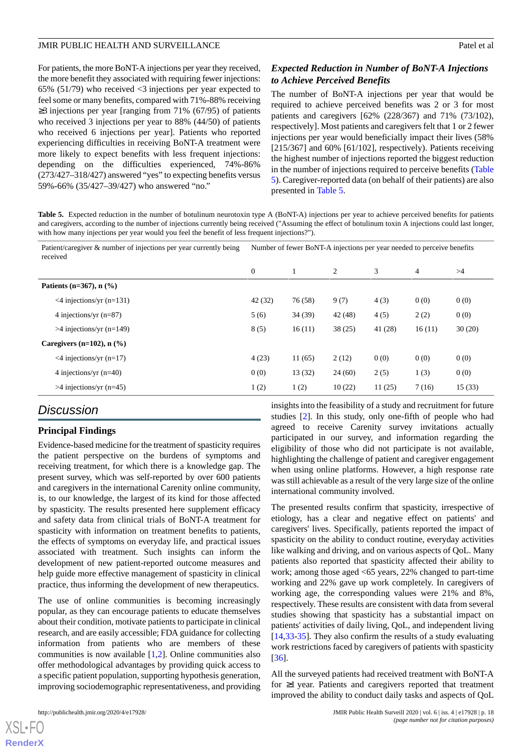For patients, the more BoNT-A injections per year they received, the more benefit they associated with requiring fewer injections: 65% (51/79) who received <3 injections per year expected to feel some or many benefits, compared with 71%-88% receiving ≥3 injections per year [ranging from 71% (67/95) of patients who received 3 injections per year to 88% (44/50) of patients who received 6 injections per year]. Patients who reported experiencing difficulties in receiving BoNT-A treatment were more likely to expect benefits with less frequent injections: depending on the difficulties experienced, 74%-86% (273/427–318/427) answered "yes" to expecting benefits versus 59%-66% (35/427–39/427) who answered "no."

### *Expected Reduction in Number of BoNT-A Injections to Achieve Perceived Benefits*

The number of BoNT-A injections per year that would be required to achieve perceived benefits was 2 or 3 for most patients and caregivers [62% (228/367) and 71% (73/102), respectively]. Most patients and caregivers felt that 1 or 2 fewer injections per year would beneficially impact their lives (58% [215/367] and 60% [61/102], respectively). Patients receiving the highest number of injections reported the biggest reduction in the number of injections required to perceive benefits (Table 5). Caregiver-reported data (on behalf of their patients) are also presented in Table 5.

**Table 5.** Expected reduction in the number of botulinum neurotoxin type A (BoNT-A) injections per year to achieve perceived benefits for patients and caregivers, according to the number of injections currently being received ("Assuming the effect of botulinum toxin A injections could last longer, with how many injections per year would you feel the benefit of less frequent injections?").

| Patient/caregiver & number of injections per year currently being received | Number of fewer BoNT-A injections per year needed to perceive benefits | | | | | |
|---|---|---|---|---|---|---|
| | 0 | 1 | 2 | 3 | 4 | >4 |
| **Patients (n=367), n (%)** | | | | | | |
| <4 injections/yr (n=131) | 42 (32) | 76 (58) | 9 (7) | 4 (3) | 0 (0) | 0 (0) |
| 4 injections/yr (n=87) | 5 (6) | 34 (39) | 42 (48) | 4 (5) | 2 (2) | 0 (0) |
| >4 injections/yr (n=149) | 8 (5) | 16 (11) | 38 (25) | 41 (28) | 16 (11) | 30 (20) |
| **Caregivers (n=102), n (%)** | | | | | | |
| <4 injections/yr (n=17) | 4 (23) | 11 (65) | 2 (12) | 0 (0) | 0 (0) | 0 (0) |
| 4 injections/yr (n=40) | 0 (0) | 13 (32) | 24 (60) | 2 (5) | 1 (3) | 0 (0) |
| >4 injections/yr (n=45) | 1 (2) | 1 (2) | 10 (22) | 11 (25) | 7 (16) | 15 (33) |

## Discussion

### Principal Findings

Evidence-based medicine for the treatment of spasticity requires the patient perspective on the burdens of symptoms and receiving treatment, for which there is a knowledge gap. The present survey, which was self-reported by over 600 patients and caregivers in the international Carenity online community, is, to our knowledge, the largest of its kind for those affected by spasticity. The results presented here supplement efficacy and safety data from clinical trials of BoNT-A treatment for spasticity with information on treatment benefits to patients, the effects of symptoms on everyday life, and practical issues associated with treatment. Such insights can inform the development of new patient-reported outcome measures and help guide more effective management of spasticity in clinical practice, thus informing the development of new therapeutics.

The use of online communities is becoming increasingly popular, as they can encourage patients to educate themselves about their condition, motivate patients to participate in clinical research, and are easily accessible; FDA guidance for collecting information from patients who are members of these communities is now available [1,2]. Online communities also offer methodological advantages by providing quick access to a specific patient population, supporting hypothesis generation, improving sociodemographic representativeness, and providing insights into the feasibility of a study and recruitment for future studies [2]. In this study, only one-fifth of people who had agreed to receive Carenity survey invitations actually participated in our survey, and information regarding the eligibility of those who did not participate is not available, highlighting the challenge of patient and caregiver engagement when using online platforms. However, a high response rate was still achievable as a result of the very large size of the online international community involved.

The presented results confirm that spasticity, irrespective of etiology, has a clear and negative effect on patients' and caregivers' lives. Specifically, patients reported the impact of spasticity on the ability to conduct routine, everyday activities like walking and driving, and on various aspects of QoL. Many patients also reported that spasticity affected their ability to work; among those aged <65 years, 22% changed to part-time working and 22% gave up work completely. In caregivers of working age, the corresponding values were 21% and 8%, respectively. These results are consistent with data from several studies showing that spasticity has a substantial impact on patients' activities of daily living, QoL, and independent living [14,33-35]. They also confirm the results of a study evaluating work restrictions faced by caregivers of patients with spasticity [36].

All the surveyed patients had received treatment with BoNT-A for ≥1 year. Patients and caregivers reported that treatment improved the ability to conduct daily tasks and aspects of QoL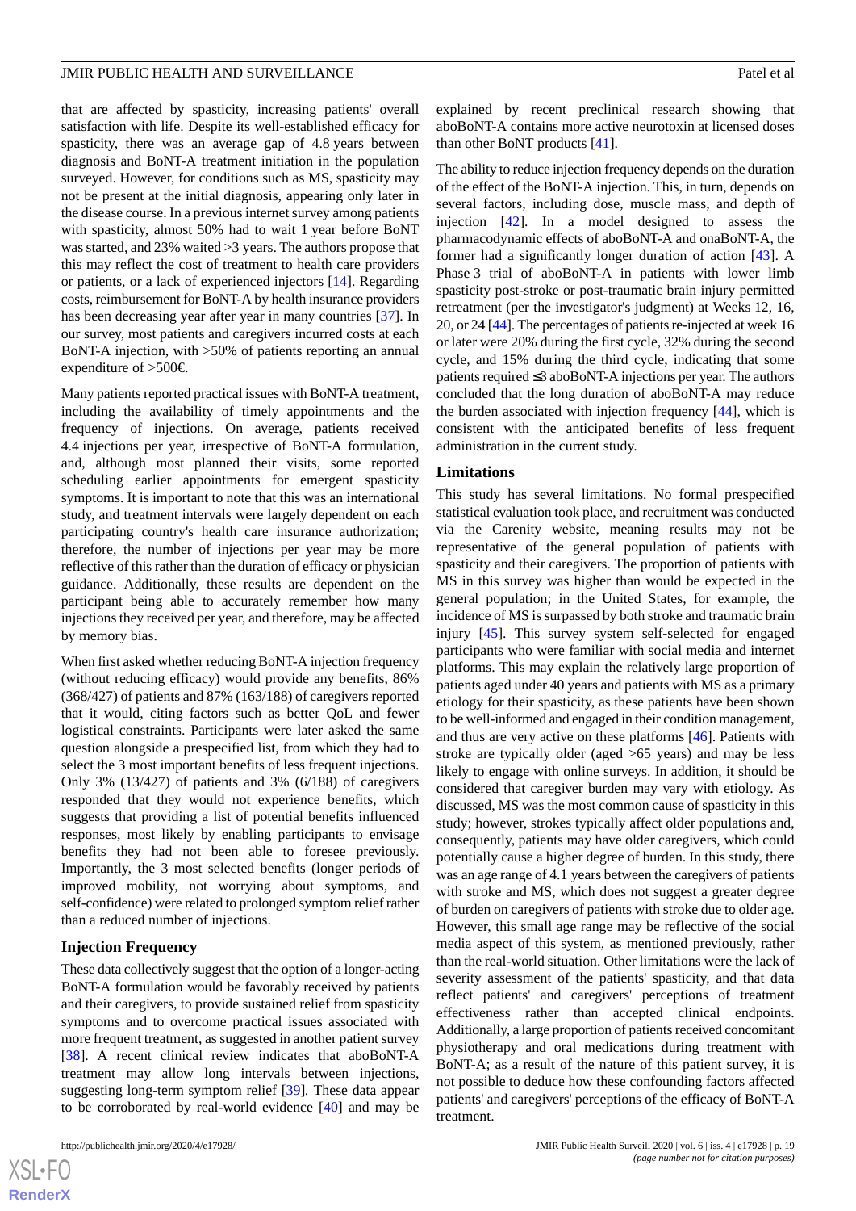that are affected by spasticity, increasing patients' overall satisfaction with life. Despite its well-established efficacy for spasticity, there was an average gap of 4.8 years between diagnosis and BoNT-A treatment initiation in the population surveyed. However, for conditions such as MS, spasticity may not be present at the initial diagnosis, appearing only later in the disease course. In a previous internet survey among patients with spasticity, almost 50% had to wait 1 year before BoNT was started, and 23% waited >3 years. The authors propose that this may reflect the cost of treatment to health care providers or patients, or a lack of experienced injectors [14]. Regarding costs, reimbursement for BoNT-A by health insurance providers has been decreasing year after year in many countries [37]. In our survey, most patients and caregivers incurred costs at each BoNT-A injection, with >50% of patients reporting an annual expenditure of >500€.

Many patients reported practical issues with BoNT-A treatment, including the availability of timely appointments and the frequency of injections. On average, patients received 4.4 injections per year, irrespective of BoNT-A formulation, and, although most planned their visits, some reported scheduling earlier appointments for emergent spasticity symptoms. It is important to note that this was an international study, and treatment intervals were largely dependent on each participating country's health care insurance authorization; therefore, the number of injections per year may be more reflective of this rather than the duration of efficacy or physician guidance. Additionally, these results are dependent on the participant being able to accurately remember how many injections they received per year, and therefore, may be affected by memory bias.

When first asked whether reducing BoNT-A injection frequency (without reducing efficacy) would provide any benefits, 86% (368/427) of patients and 87% (163/188) of caregivers reported that it would, citing factors such as better QoL and fewer logistical constraints. Participants were later asked the same question alongside a prespecified list, from which they had to select the 3 most important benefits of less frequent injections. Only 3% (13/427) of patients and 3% (6/188) of caregivers responded that they would not experience benefits, which suggests that providing a list of potential benefits influenced responses, most likely by enabling participants to envisage benefits they had not been able to foresee previously. Importantly, the 3 most selected benefits (longer periods of improved mobility, not worrying about symptoms, and self-confidence) were related to prolonged symptom relief rather than a reduced number of injections.

### Injection Frequency

These data collectively suggest that the option of a longer-acting BoNT-A formulation would be favorably received by patients and their caregivers, to provide sustained relief from spasticity symptoms and to overcome practical issues associated with more frequent treatment, as suggested in another patient survey [38]. A recent clinical review indicates that aboBoNT-A treatment may allow long intervals between injections, suggesting long-term symptom relief [39]. These data appear to be corroborated by real-world evidence [40] and may be explained by recent preclinical research showing that aboBoNT-A contains more active neurotoxin at licensed doses than other BoNT products [41].

The ability to reduce injection frequency depends on the duration of the effect of the BoNT-A injection. This, in turn, depends on several factors, including dose, muscle mass, and depth of injection [42]. In a model designed to assess the pharmacodynamic effects of aboBoNT-A and onaBoNT-A, the former had a significantly longer duration of action [43]. A Phase 3 trial of aboBoNT-A in patients with lower limb spasticity post-stroke or post-traumatic brain injury permitted retreatment (per the investigator's judgment) at Weeks 12, 16, 20, or 24 [44]. The percentages of patients re-injected at week 16 or later were 20% during the first cycle, 32% during the second cycle, and 15% during the third cycle, indicating that some patients required ≤3 aboBoNT-A injections per year. The authors concluded that the long duration of aboBoNT-A may reduce the burden associated with injection frequency [44], which is consistent with the anticipated benefits of less frequent administration in the current study.

### Limitations

This study has several limitations. No formal prespecified statistical evaluation took place, and recruitment was conducted via the Carenity website, meaning results may not be representative of the general population of patients with spasticity and their caregivers. The proportion of patients with MS in this survey was higher than would be expected in the general population; in the United States, for example, the incidence of MS is surpassed by both stroke and traumatic brain injury [45]. This survey system self-selected for engaged participants who were familiar with social media and internet platforms. This may explain the relatively large proportion of patients aged under 40 years and patients with MS as a primary etiology for their spasticity, as these patients have been shown to be well-informed and engaged in their condition management, and thus are very active on these platforms [46]. Patients with stroke are typically older (aged >65 years) and may be less likely to engage with online surveys. In addition, it should be considered that caregiver burden may vary with etiology. As discussed, MS was the most common cause of spasticity in this study; however, strokes typically affect older populations and, consequently, patients may have older caregivers, which could potentially cause a higher degree of burden. In this study, there was an age range of 4.1 years between the caregivers of patients with stroke and MS, which does not suggest a greater degree of burden on caregivers of patients with stroke due to older age. However, this small age range may be reflective of the social media aspect of this system, as mentioned previously, rather than the real-world situation. Other limitations were the lack of severity assessment of the patients' spasticity, and that data reflect patients' and caregivers' perceptions of treatment effectiveness rather than accepted clinical endpoints. Additionally, a large proportion of patients received concomitant physiotherapy and oral medications during treatment with BoNT-A; as a result of the nature of this patient survey, it is not possible to deduce how these confounding factors affected patients' and caregivers' perceptions of the efficacy of BoNT-A treatment.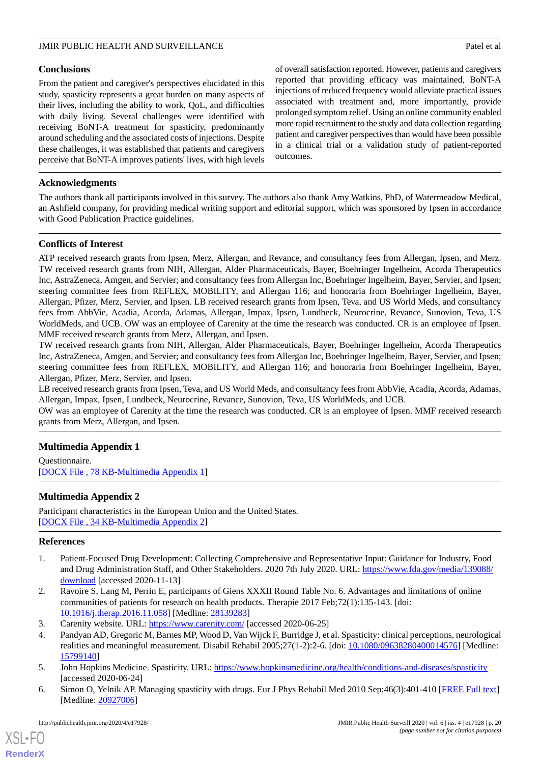## Conclusions

From the patient and caregiver's perspectives elucidated in this study, spasticity represents a great burden on many aspects of their lives, including the ability to work, QoL, and difficulties with daily living. Several challenges were identified with receiving BoNT-A treatment for spasticity, predominantly around scheduling and the associated costs of injections. Despite these challenges, it was established that patients and caregivers perceive that BoNT-A improves patients' lives, with high levels of overall satisfaction reported. However, patients and caregivers reported that providing efficacy was maintained, BoNT-A injections of reduced frequency would alleviate practical issues associated with treatment and, more importantly, provide prolonged symptom relief. Using an online community enabled more rapid recruitment to the study and data collection regarding patient and caregiver perspectives than would have been possible in a clinical trial or a validation study of patient-reported outcomes.

## Acknowledgments

The authors thank all participants involved in this survey. The authors also thank Amy Watkins, PhD, of Watermeadow Medical, an Ashfield company, for providing medical writing support and editorial support, which was sponsored by Ipsen in accordance with Good Publication Practice guidelines.

## Conflicts of Interest

ATP received research grants from Ipsen, Merz, Allergan, and Revance, and consultancy fees from Allergan, Ipsen, and Merz. TW received research grants from NIH, Allergan, Alder Pharmaceuticals, Bayer, Boehringer Ingelheim, Acorda Therapeutics Inc, AstraZeneca, Amgen, and Servier; and consultancy fees from Allergan Inc, Boehringer Ingelheim, Bayer, Servier, and Ipsen; steering committee fees from REFLEX, MOBILITY, and Allergan 116; and honoraria from Boehringer Ingelheim, Bayer, Allergan, Pfizer, Merz, Servier, and Ipsen. LB received research grants from Ipsen, Teva, and US World Meds, and consultancy fees from AbbVie, Acadia, Acorda, Adamas, Allergan, Impax, Ipsen, Lundbeck, Neurocrine, Revance, Sunovion, Teva, US WorldMeds, and UCB. OW was an employee of Carenity at the time the research was conducted. CR is an employee of Ipsen. MMF received research grants from Merz, Allergan, and Ipsen.

TW received research grants from NIH, Allergan, Alder Pharmaceuticals, Bayer, Boehringer Ingelheim, Acorda Therapeutics Inc, AstraZeneca, Amgen, and Servier; and consultancy fees from Allergan Inc, Boehringer Ingelheim, Bayer, Servier, and Ipsen; steering committee fees from REFLEX, MOBILITY, and Allergan 116; and honoraria from Boehringer Ingelheim, Bayer, Allergan, Pfizer, Merz, Servier, and Ipsen.

LB received research grants from Ipsen, Teva, and US World Meds, and consultancy fees from AbbVie, Acadia, Acorda, Adamas, Allergan, Impax, Ipsen, Lundbeck, Neurocrine, Revance, Sunovion, Teva, US WorldMeds, and UCB.

OW was an employee of Carenity at the time the research was conducted. CR is an employee of Ipsen. MMF received research grants from Merz, Allergan, and Ipsen.

## Multimedia Appendix 1

Questionnaire.

[DOCX File , 78 KB-Multimedia Appendix 1]

## Multimedia Appendix 2

Participant characteristics in the European Union and the United States.

[DOCX File , 34 KB-Multimedia Appendix 2]

## References

1. Patient-Focused Drug Development: Collecting Comprehensive and Representative Input: Guidance for Industry, Food and Drug Administration Staff, and Other Stakeholders. 2020 7th July 2020. URL: https://www.fda.gov/media/139088/download [accessed 2020-11-13]
2. Ravoire S, Lang M, Perrin E, participants of Giens XXXII Round Table No. 6. Advantages and limitations of online communities of patients for research on health products. Therapie 2017 Feb;72(1):135-143. [doi: 10.1016/j.therap.2016.11.058] [Medline: 28139283]
3. Carenity website. URL: https://www.carenity.com/ [accessed 2020-06-25]
4. Pandyan AD, Gregoric M, Barnes MP, Wood D, Van Wijck F, Burridge J, et al. Spasticity: clinical perceptions, neurological realities and meaningful measurement. Disabil Rehabil 2005;27(1-2):2-6. [doi: 10.1080/09638280400014576] [Medline: 15799140]
5. John Hopkins Medicine. Spasticity. URL: https://www.hopkinsmedicine.org/health/conditions-and-diseases/spasticity [accessed 2020-06-24]
6. Simon O, Yelnik AP. Managing spasticity with drugs. Eur J Phys Rehabil Med 2010 Sep;46(3):401-410 [FREE Full text] [Medline: 20927006]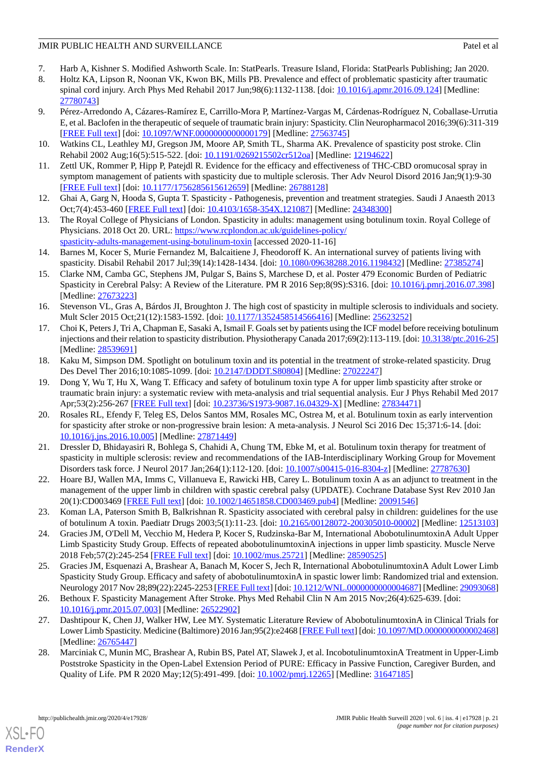7. Harb A, Kishner S. Modified Ashworth Scale. In: StatPearls. Treasure Island, Florida: StatPearls Publishing; Jan 2020.
8. Holtz KA, Lipson R, Noonan VK, Kwon BK, Mills PB. Prevalence and effect of problematic spasticity after traumatic spinal cord injury. Arch Phys Med Rehabil 2017 Jun;98(6):1132-1138. [doi: 10.1016/j.apmr.2016.09.124] [Medline: 27780743]
9. Pérez-Arredondo A, Cázares-Ramírez E, Carrillo-Mora P, Martínez-Vargas M, Cárdenas-Rodríguez N, Coballase-Urrutia E, et al. Baclofen in the therapeutic of sequele of traumatic brain injury: Spasticity. Clin Neuropharmacol 2016;39(6):311-319 [FREE Full text] [doi: 10.1097/WNF.0000000000000179] [Medline: 27563745]
10. Watkins CL, Leathley MJ, Gregson JM, Moore AP, Smith TL, Sharma AK. Prevalence of spasticity post stroke. Clin Rehabil 2002 Aug;16(5):515-522. [doi: 10.1191/0269215502cr512oa] [Medline: 12194622]
11. Zettl UK, Rommer P, Hipp P, Patejdl R. Evidence for the efficacy and effectiveness of THC-CBD oromucosal spray in symptom management of patients with spasticity due to multiple sclerosis. Ther Adv Neurol Disord 2016 Jan;9(1):9-30 [FREE Full text] [doi: 10.1177/1756285615612659] [Medline: 26788128]
12. Ghai A, Garg N, Hooda S, Gupta T. Spasticity - Pathogenesis, prevention and treatment strategies. Saudi J Anaesth 2013 Oct;7(4):453-460 [FREE Full text] [doi: 10.4103/1658-354X.121087] [Medline: 24348300]
13. The Royal College of Physicians of London. Spasticity in adults: management using botulinum toxin. Royal College of Physicians. 2018 Oct 20. URL: https://www.rcplondon.ac.uk/guidelines-policy/spasticity-adults-management-using-botulinum-toxin [accessed 2020-11-16]
14. Barnes M, Kocer S, Murie Fernandez M, Balcaitiene J, Fheodoroff K. An international survey of patients living with spasticity. Disabil Rehabil 2017 Jul;39(14):1428-1434. [doi: 10.1080/09638288.2016.1198432] [Medline: 27385274]
15. Clarke NM, Camba GC, Stephens JM, Pulgar S, Bains S, Marchese D, et al. Poster 479 Economic Burden of Pediatric Spasticity in Cerebral Palsy: A Review of the Literature. PM R 2016 Sep;8(9S):S316. [doi: 10.1016/j.pmrj.2016.07.398] [Medline: 27673223]
16. Stevenson VL, Gras A, Bárdos JI, Broughton J. The high cost of spasticity in multiple sclerosis to individuals and society. Mult Scler 2015 Oct;21(12):1583-1592. [doi: 10.1177/1352458514566416] [Medline: 25623252]
17. Choi K, Peters J, Tri A, Chapman E, Sasaki A, Ismail F. Goals set by patients using the ICF model before receiving botulinum injections and their relation to spasticity distribution. Physiotherapy Canada 2017;69(2):113-119. [doi: 10.3138/ptc.2016-25] [Medline: 28539691]
18. Kaku M, Simpson DM. Spotlight on botulinum toxin and its potential in the treatment of stroke-related spasticity. Drug Des Devel Ther 2016;10:1085-1099. [doi: 10.2147/DDDT.S80804] [Medline: 27022247]
19. Dong Y, Wu T, Hu X, Wang T. Efficacy and safety of botulinum toxin type A for upper limb spasticity after stroke or traumatic brain injury: a systematic review with meta-analysis and trial sequential analysis. Eur J Phys Rehabil Med 2017 Apr;53(2):256-267 [FREE Full text] [doi: 10.23736/S1973-9087.16.04329-X] [Medline: 27834471]
20. Rosales RL, Efendy F, Teleg ES, Delos Santos MM, Rosales MC, Ostrea M, et al. Botulinum toxin as early intervention for spasticity after stroke or non-progressive brain lesion: A meta-analysis. J Neurol Sci 2016 Dec 15;371:6-14. [doi: 10.1016/j.jns.2016.10.005] [Medline: 27871449]
21. Dressler D, Bhidayasiri R, Bohlega S, Chahidi A, Chung TM, Ebke M, et al. Botulinum toxin therapy for treatment of spasticity in multiple sclerosis: review and recommendations of the IAB-Interdisciplinary Working Group for Movement Disorders task force. J Neurol 2017 Jan;264(1):112-120. [doi: 10.1007/s00415-016-8304-z] [Medline: 27787630]
22. Hoare BJ, Wallen MA, Imms C, Villanueva E, Rawicki HB, Carey L. Botulinum toxin A as an adjunct to treatment in the management of the upper limb in children with spastic cerebral palsy (UPDATE). Cochrane Database Syst Rev 2010 Jan 20(1):CD003469 [FREE Full text] [doi: 10.1002/14651858.CD003469.pub4] [Medline: 20091546]
23. Koman LA, Paterson Smith B, Balkrishnan R. Spasticity associated with cerebral palsy in children: guidelines for the use of botulinum A toxin. Paediatr Drugs 2003;5(1):11-23. [doi: 10.2165/00128072-200305010-00002] [Medline: 12513103]
24. Gracies JM, O'Dell M, Vecchio M, Hedera P, Kocer S, Rudzinska-Bar M, International AbobotulinumtoxinA Adult Upper Limb Spasticity Study Group. Effects of repeated abobotulinumtoxinA injections in upper limb spasticity. Muscle Nerve 2018 Feb;57(2):245-254 [FREE Full text] [doi: 10.1002/mus.25721] [Medline: 28590525]
25. Gracies JM, Esquenazi A, Brashear A, Banach M, Kocer S, Jech R, International AbobotulinumtoxinA Adult Lower Limb Spasticity Study Group. Efficacy and safety of abobotulinumtoxinA in spastic lower limb: Randomized trial and extension. Neurology 2017 Nov 28;89(22):2245-2253 [FREE Full text] [doi: 10.1212/WNL.0000000000004687] [Medline: 29093068]
26. Bethoux F. Spasticity Management After Stroke. Phys Med Rehabil Clin N Am 2015 Nov;26(4):625-639. [doi: 10.1016/j.pmr.2015.07.003] [Medline: 26522902]
27. Dashtipour K, Chen JJ, Walker HW, Lee MY. Systematic Literature Review of AbobotulinumtoxinA in Clinical Trials for Lower Limb Spasticity. Medicine (Baltimore) 2016 Jan;95(2):e2468 [FREE Full text] [doi: 10.1097/MD.0000000000002468] [Medline: 26765447]
28. Marciniak C, Munin MC, Brashear A, Rubin BS, Patel AT, Slawek J, et al. IncobotulinumtoxinA Treatment in Upper-Limb Poststroke Spasticity in the Open-Label Extension Period of PURE: Efficacy in Passive Function, Caregiver Burden, and Quality of Life. PM R 2020 May;12(5):491-499. [doi: 10.1002/pmrj.12265] [Medline: 31647185]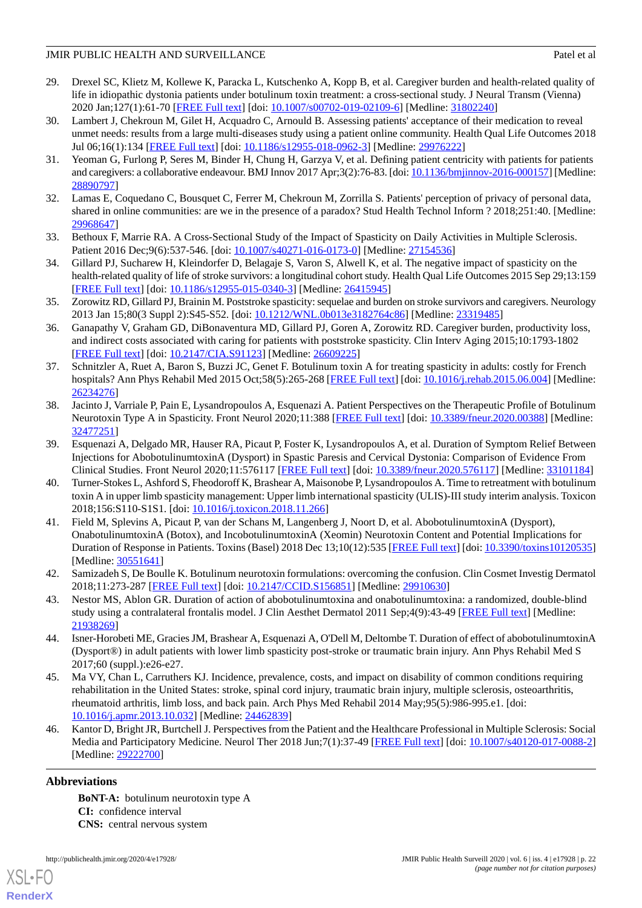29. Drexel SC, Klietz M, Kollewe K, Paracka L, Kutschenko A, Kopp B, et al. Caregiver burden and health-related quality of life in idiopathic dystonia patients under botulinum toxin treatment: a cross-sectional study. J Neural Transm (Vienna) 2020 Jan;127(1):61-70 [FREE Full text] [doi: 10.1007/s00702-019-02109-6] [Medline: 31802240]
30. Lambert J, Chekroun M, Gilet H, Acquadro C, Arnould B. Assessing patients' acceptance of their medication to reveal unmet needs: results from a large multi-diseases study using a patient online community. Health Qual Life Outcomes 2018 Jul 06;16(1):134 [FREE Full text] [doi: 10.1186/s12955-018-0962-3] [Medline: 29976222]
31. Yeoman G, Furlong P, Seres M, Binder H, Chung H, Garzya V, et al. Defining patient centricity with patients for patients and caregivers: a collaborative endeavour. BMJ Innov 2017 Apr;3(2):76-83. [doi: 10.1136/bmjinnov-2016-000157] [Medline: 28890797]
32. Lamas E, Coquedano C, Bousquet C, Ferrer M, Chekroun M, Zorrilla S. Patients' perception of privacy of personal data, shared in online communities: are we in the presence of a paradox? Stud Health Technol Inform ? 2018;251:40. [Medline: 29968647]
33. Bethoux F, Marrie RA. A Cross-Sectional Study of the Impact of Spasticity on Daily Activities in Multiple Sclerosis. Patient 2016 Dec;9(6):537-546. [doi: 10.1007/s40271-016-0173-0] [Medline: 27154536]
34. Gillard PJ, Sucharew H, Kleindorfer D, Belagaje S, Varon S, Alwell K, et al. The negative impact of spasticity on the health-related quality of life of stroke survivors: a longitudinal cohort study. Health Qual Life Outcomes 2015 Sep 29;13:159 [FREE Full text] [doi: 10.1186/s12955-015-0340-3] [Medline: 26415945]
35. Zorowitz RD, Gillard PJ, Brainin M. Poststroke spasticity: sequelae and burden on stroke survivors and caregivers. Neurology 2013 Jan 15;80(3 Suppl 2):S45-S52. [doi: 10.1212/WNL.0b013e3182764c86] [Medline: 23319485]
36. Ganapathy V, Graham GD, DiBonaventura MD, Gillard PJ, Goren A, Zorowitz RD. Caregiver burden, productivity loss, and indirect costs associated with caring for patients with poststroke spasticity. Clin Interv Aging 2015;10:1793-1802 [FREE Full text] [doi: 10.2147/CIA.S91123] [Medline: 26609225]
37. Schnitzler A, Ruet A, Baron S, Buzzi JC, Genet F. Botulinum toxin A for treating spasticity in adults: costly for French hospitals? Ann Phys Rehabil Med 2015 Oct;58(5):265-268 [FREE Full text] [doi: 10.1016/j.rehab.2015.06.004] [Medline: 26234276]
38. Jacinto J, Varriale P, Pain E, Lysandropoulos A, Esquenazi A. Patient Perspectives on the Therapeutic Profile of Botulinum Neurotoxin Type A in Spasticity. Front Neurol 2020;11:388 [FREE Full text] [doi: 10.3389/fneur.2020.00388] [Medline: 32477251]
39. Esquenazi A, Delgado MR, Hauser RA, Picaut P, Foster K, Lysandropoulos A, et al. Duration of Symptom Relief Between Injections for AbobotulinumtoxinA (Dysport) in Spastic Paresis and Cervical Dystonia: Comparison of Evidence From Clinical Studies. Front Neurol 2020;11:576117 [FREE Full text] [doi: 10.3389/fneur.2020.576117] [Medline: 33101184]
40. Turner-Stokes L, Ashford S, Fheodoroff K, Brashear A, Maisonobe P, Lysandropoulos A. Time to retreatment with botulinum toxin A in upper limb spasticity management: Upper limb international spasticity (ULIS)-III study interim analysis. Toxicon 2018;156:S110-S1S1. [doi: 10.1016/j.toxicon.2018.11.266]
41. Field M, Splevins A, Picaut P, van der Schans M, Langenberg J, Noort D, et al. AbobotulinumtoxinA (Dysport), OnabotulinumtoxinA (Botox), and IncobotulinumtoxinA (Xeomin) Neurotoxin Content and Potential Implications for Duration of Response in Patients. Toxins (Basel) 2018 Dec 13;10(12):535 [FREE Full text] [doi: 10.3390/toxins10120535] [Medline: 30551641]
42. Samizadeh S, De Boulle K. Botulinum neurotoxin formulations: overcoming the confusion. Clin Cosmet Investig Dermatol 2018;11:273-287 [FREE Full text] [doi: 10.2147/CCID.S156851] [Medline: 29910630]
43. Nestor MS, Ablon GR. Duration of action of abobotulinumtoxina and onabotulinumtoxina: a randomized, double-blind study using a contralateral frontalis model. J Clin Aesthet Dermatol 2011 Sep;4(9):43-49 [FREE Full text] [Medline: 21938269]
44. Isner-Horobeti ME, Gracies JM, Brashear A, Esquenazi A, O'Dell M, Deltombe T. Duration of effect of abobotulinumtoxinA (Dysport®) in adult patients with lower limb spasticity post-stroke or traumatic brain injury. Ann Phys Rehabil Med S 2017;60 (suppl.):e26-e27.
45. Ma VY, Chan L, Carruthers KJ. Incidence, prevalence, costs, and impact on disability of common conditions requiring rehabilitation in the United States: stroke, spinal cord injury, traumatic brain injury, multiple sclerosis, osteoarthritis, rheumatoid arthritis, limb loss, and back pain. Arch Phys Med Rehabil 2014 May;95(5):986-995.e1. [doi: 10.1016/j.apmr.2013.10.032] [Medline: 24462839]
46. Kantor D, Bright JR, Burtchell J. Perspectives from the Patient and the Healthcare Professional in Multiple Sclerosis: Social Media and Participatory Medicine. Neurol Ther 2018 Jun;7(1):37-49 [FREE Full text] [doi: 10.1007/s40120-017-0088-2] [Medline: 29222700]

## Abbreviations

**BoNT-A:** botulinum neurotoxin type A
**CI:** confidence interval
**CNS:** central nervous system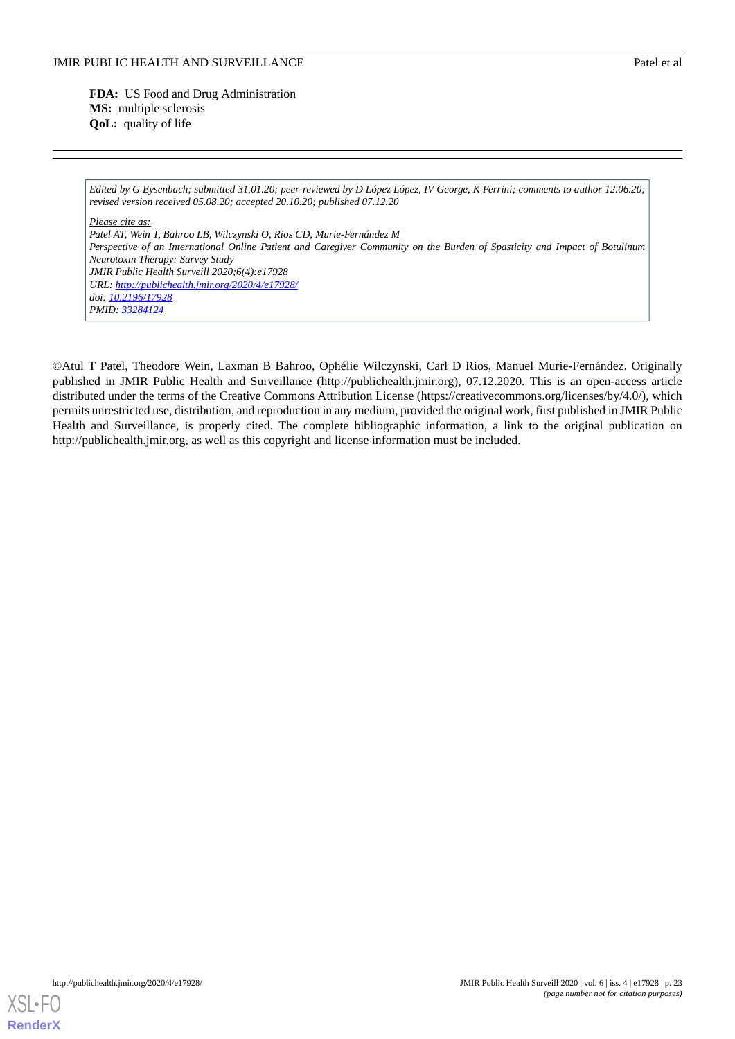**FDA:** US Food and Drug Administration
**MS:** multiple sclerosis
**QoL:** quality of life

---

*Edited by G Eysenbach; submitted 31.01.20; peer-reviewed by D López López, IV George, K Ferrini; comments to author 12.06.20; revised version received 05.08.20; accepted 20.10.20; published 07.12.20*

*Please cite as:*
*Patel AT, Wein T, Bahroo LB, Wilczynski O, Rios CD, Murie-Fernández M*
*Perspective of an International Online Patient and Caregiver Community on the Burden of Spasticity and Impact of Botulinum Neurotoxin Therapy: Survey Study*
*JMIR Public Health Surveill 2020;6(4):e17928*
*URL: http://publichealth.jmir.org/2020/4/e17928/*
*doi: 10.2196/17928*
*PMID: 33284124*

©Atul T Patel, Theodore Wein, Laxman B Bahroo, Ophélie Wilczynski, Carl D Rios, Manuel Murie-Fernández. Originally published in JMIR Public Health and Surveillance (http://publichealth.jmir.org), 07.12.2020. This is an open-access article distributed under the terms of the Creative Commons Attribution License (https://creativecommons.org/licenses/by/4.0/), which permits unrestricted use, distribution, and reproduction in any medium, provided the original work, first published in JMIR Public Health and Surveillance, is properly cited. The complete bibliographic information, a link to the original publication on http://publichealth.jmir.org, as well as this copyright and license information must be included.